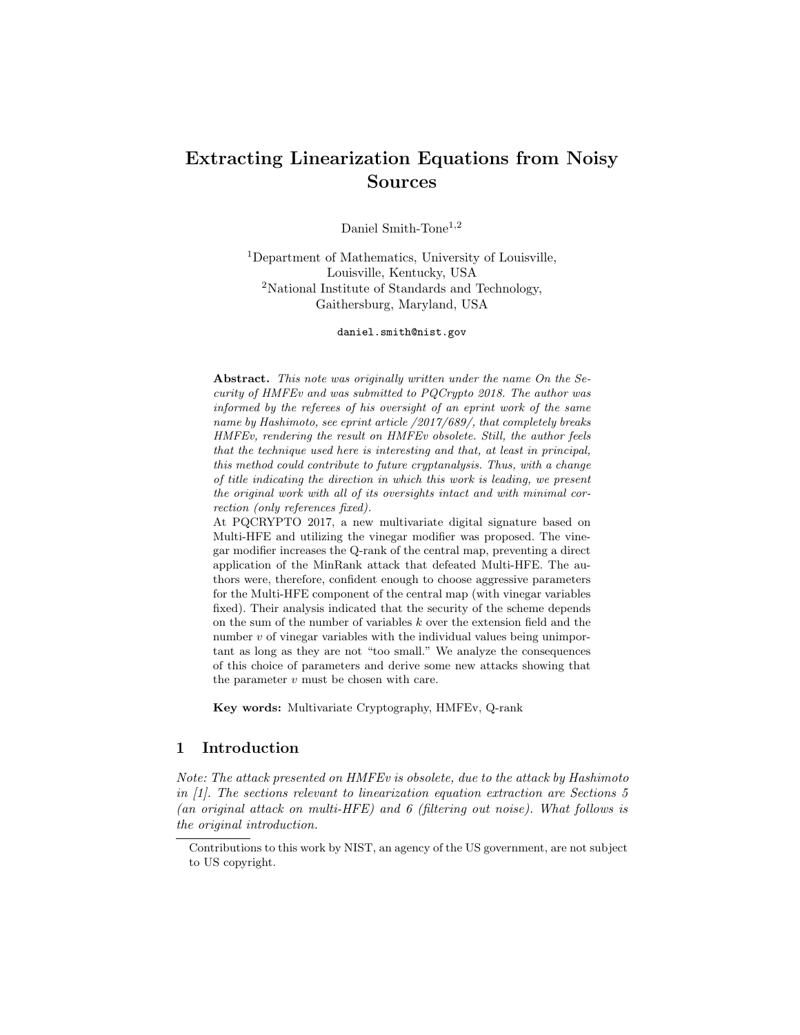# Extracting Linearization Equations from Noisy Sources

Daniel Smith-Tone[1,2]

[1]Department of Mathematics, University of Louisville, Louisville, Kentucky, USA
[2]National Institute of Standards and Technology, Gaithersburg, Maryland, USA

daniel.smith@nist.gov

**Abstract.** *This note was originally written under the name On the Security of HMFEv and was submitted to PQCrypto 2018. The author was informed by the referees of his oversight of an eprint work of the same name by Hashimoto, see eprint article /2017/689/, that completely breaks HMFEv, rendering the result on HMFEv obsolete. Still, the author feels that the technique used here is interesting and that, at least in principal, this method could contribute to future cryptanalysis. Thus, with a change of title indicating the direction in which this work is leading, we present the original work with all of its oversights intact and with minimal correction (only references fixed).*

At PQCRYPTO 2017, a new multivariate digital signature based on Multi-HFE and utilizing the vinegar modifier was proposed. The vinegar modifier increases the Q-rank of the central map, preventing a direct application of the MinRank attack that defeated Multi-HFE. The authors were, therefore, confident enough to choose aggressive parameters for the Multi-HFE component of the central map (with vinegar variables fixed). Their analysis indicated that the security of the scheme depends on the sum of the number of variables $k$ over the extension field and the number $v$ of vinegar variables with the individual values being unimportant as long as they are not "too small." We analyze the consequences of this choice of parameters and derive some new attacks showing that the parameter $v$ must be chosen with care.

**Key words:** Multivariate Cryptography, HMFEv, Q-rank

## 1 Introduction

*Note: The attack presented on HMFEv is obsolete, due to the attack by Hashimoto in [1]. The sections relevant to linearization equation extraction are Sections 5 (an original attack on multi-HFE) and 6 (filtering out noise). What follows is the original introduction.*

Contributions to this work by NIST, an agency of the US government, are not subject to US copyright.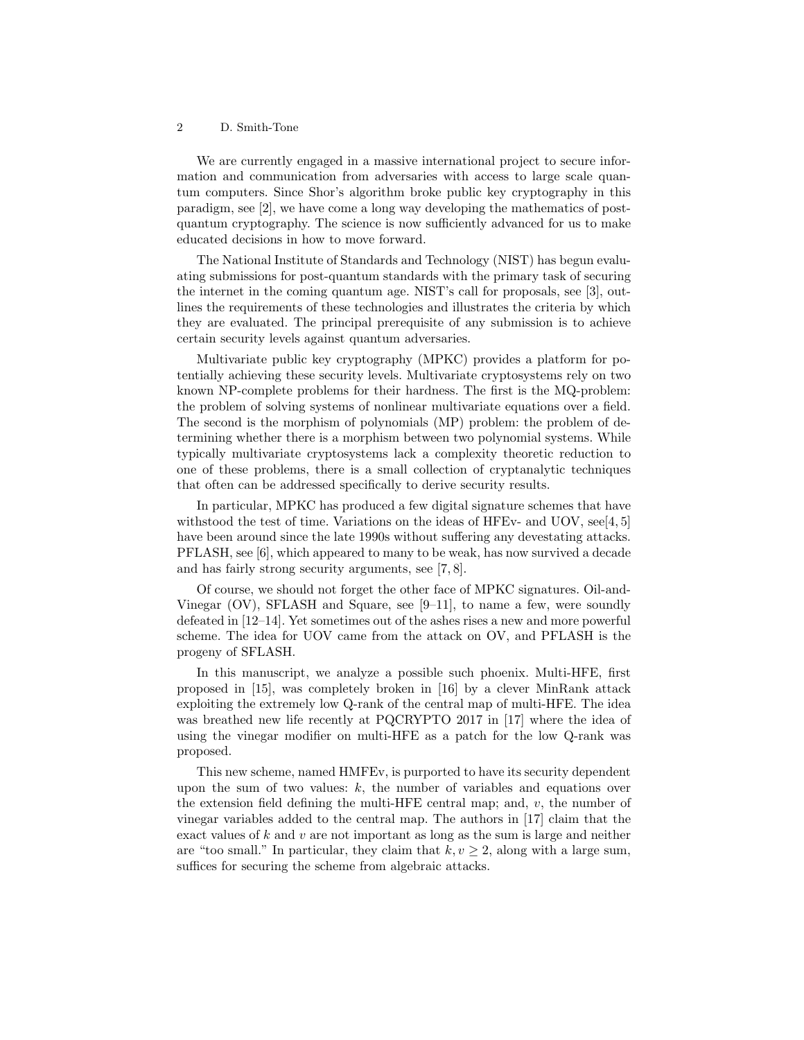We are currently engaged in a massive international project to secure information and communication from adversaries with access to large scale quantum computers. Since Shor's algorithm broke public key cryptography in this paradigm, see [2], we have come a long way developing the mathematics of post-quantum cryptography. The science is now sufficiently advanced for us to make educated decisions in how to move forward.

The National Institute of Standards and Technology (NIST) has begun evaluating submissions for post-quantum standards with the primary task of securing the internet in the coming quantum age. NIST's call for proposals, see [3], outlines the requirements of these technologies and illustrates the criteria by which they are evaluated. The principal prerequisite of any submission is to achieve certain security levels against quantum adversaries.

Multivariate public key cryptography (MPKC) provides a platform for potentially achieving these security levels. Multivariate cryptosystems rely on two known NP-complete problems for their hardness. The first is the MQ-problem: the problem of solving systems of nonlinear multivariate equations over a field. The second is the morphism of polynomials (MP) problem: the problem of determining whether there is a morphism between two polynomial systems. While typically multivariate cryptosystems lack a complexity theoretic reduction to one of these problems, there is a small collection of cryptanalytic techniques that often can be addressed specifically to derive security results.

In particular, MPKC has produced a few digital signature schemes that have withstood the test of time. Variations on the ideas of HFEv- and UOV, see[4, 5] have been around since the late 1990s without suffering any devestating attacks. PFLASH, see [6], which appeared to many to be weak, has now survived a decade and has fairly strong security arguments, see [7, 8].

Of course, we should not forget the other face of MPKC signatures. Oil-and-Vinegar (OV), SFLASH and Square, see [9–11], to name a few, were soundly defeated in [12–14]. Yet sometimes out of the ashes rises a new and more powerful scheme. The idea for UOV came from the attack on OV, and PFLASH is the progeny of SFLASH.

In this manuscript, we analyze a possible such phoenix. Multi-HFE, first proposed in [15], was completely broken in [16] by a clever MinRank attack exploiting the extremely low Q-rank of the central map of multi-HFE. The idea was breathed new life recently at PQCRYPTO 2017 in [17] where the idea of using the vinegar modifier on multi-HFE as a patch for the low Q-rank was proposed.

This new scheme, named HMFEv, is purported to have its security dependent upon the sum of two values: $k$, the number of variables and equations over the extension field defining the multi-HFE central map; and, $v$, the number of vinegar variables added to the central map. The authors in [17] claim that the exact values of $k$ and $v$ are not important as long as the sum is large and neither are "too small." In particular, they claim that $k, v \geq 2$, along with a large sum, suffices for securing the scheme from algebraic attacks.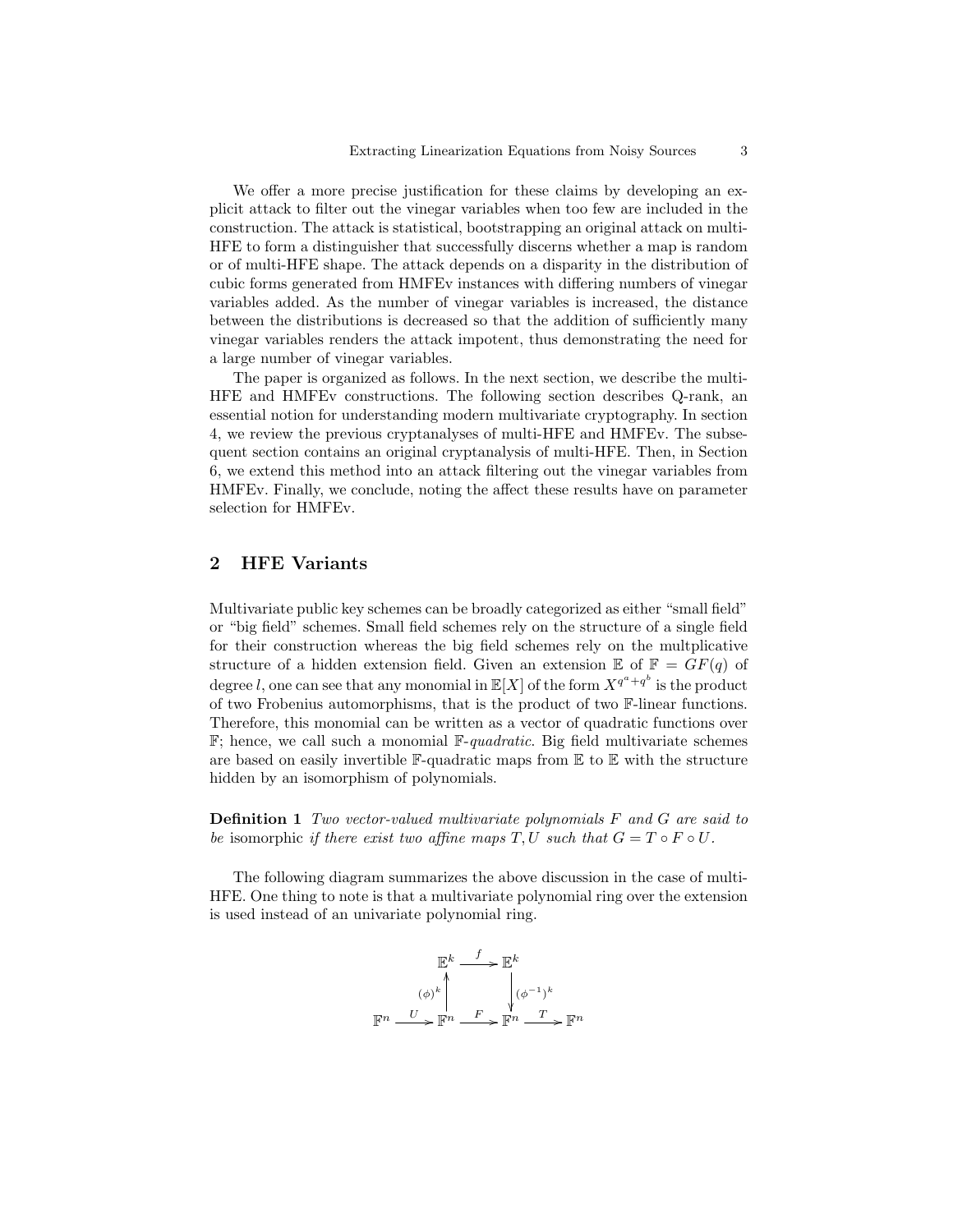We offer a more precise justification for these claims by developing an explicit attack to filter out the vinegar variables when too few are included in the construction. The attack is statistical, bootstrapping an original attack on multi-HFE to form a distinguisher that successfully discerns whether a map is random or of multi-HFE shape. The attack depends on a disparity in the distribution of cubic forms generated from HMFEv instances with differing numbers of vinegar variables added. As the number of vinegar variables is increased, the distance between the distributions is decreased so that the addition of sufficiently many vinegar variables renders the attack impotent, thus demonstrating the need for a large number of vinegar variables.

The paper is organized as follows. In the next section, we describe the multi-HFE and HMFEv constructions. The following section describes Q-rank, an essential notion for understanding modern multivariate cryptography. In section 4, we review the previous cryptanalyses of multi-HFE and HMFEv. The subsequent section contains an original cryptanalysis of multi-HFE. Then, in Section 6, we extend this method into an attack filtering out the vinegar variables from HMFEv. Finally, we conclude, noting the affect these results have on parameter selection for HMFEv.

## 2 HFE Variants

Multivariate public key schemes can be broadly categorized as either "small field" or "big field" schemes. Small field schemes rely on the structure of a single field for their construction whereas the big field schemes rely on the multplicative structure of a hidden extension field. Given an extension $\mathbb{E}$ of $\mathbb{F} = GF(q)$ of degree $l$, one can see that any monomial in $\mathbb{E}[X]$ of the form $X^{q^a+q^b}$ is the product of two Frobenius automorphisms, that is the product of two $\mathbb{F}$-linear functions. Therefore, this monomial can be written as a vector of quadratic functions over $\mathbb{F}$; hence, we call such a monomial $\mathbb{F}$-*quadratic*. Big field multivariate schemes are based on easily invertible $\mathbb{F}$-quadratic maps from $\mathbb{E}$ to $\mathbb{E}$ with the structure hidden by an isomorphism of polynomials.

**Definition 1** *Two vector-valued multivariate polynomials $F$ and $G$ are said to be* isomorphic *if there exist two affine maps $T, U$ such that $G = T \circ F \circ U$.*

The following diagram summarizes the above discussion in the case of multi-HFE. One thing to note is that a multivariate polynomial ring over the extension is used instead of an univariate polynomial ring.

$$
\begin{array}{ccccccc}
 & & \mathbb{E}^k & \xrightarrow{\ f\ } & \mathbb{E}^k & & \\
 & & \uparrow (\phi)^k & & \downarrow (\phi^{-1})^k & & \\
\mathbb{F}^n & \xrightarrow{\ U\ } & \mathbb{F}^n & \xrightarrow{\ F\ } & \mathbb{F}^n & \xrightarrow{\ T\ } & \mathbb{F}^n
\end{array}
$$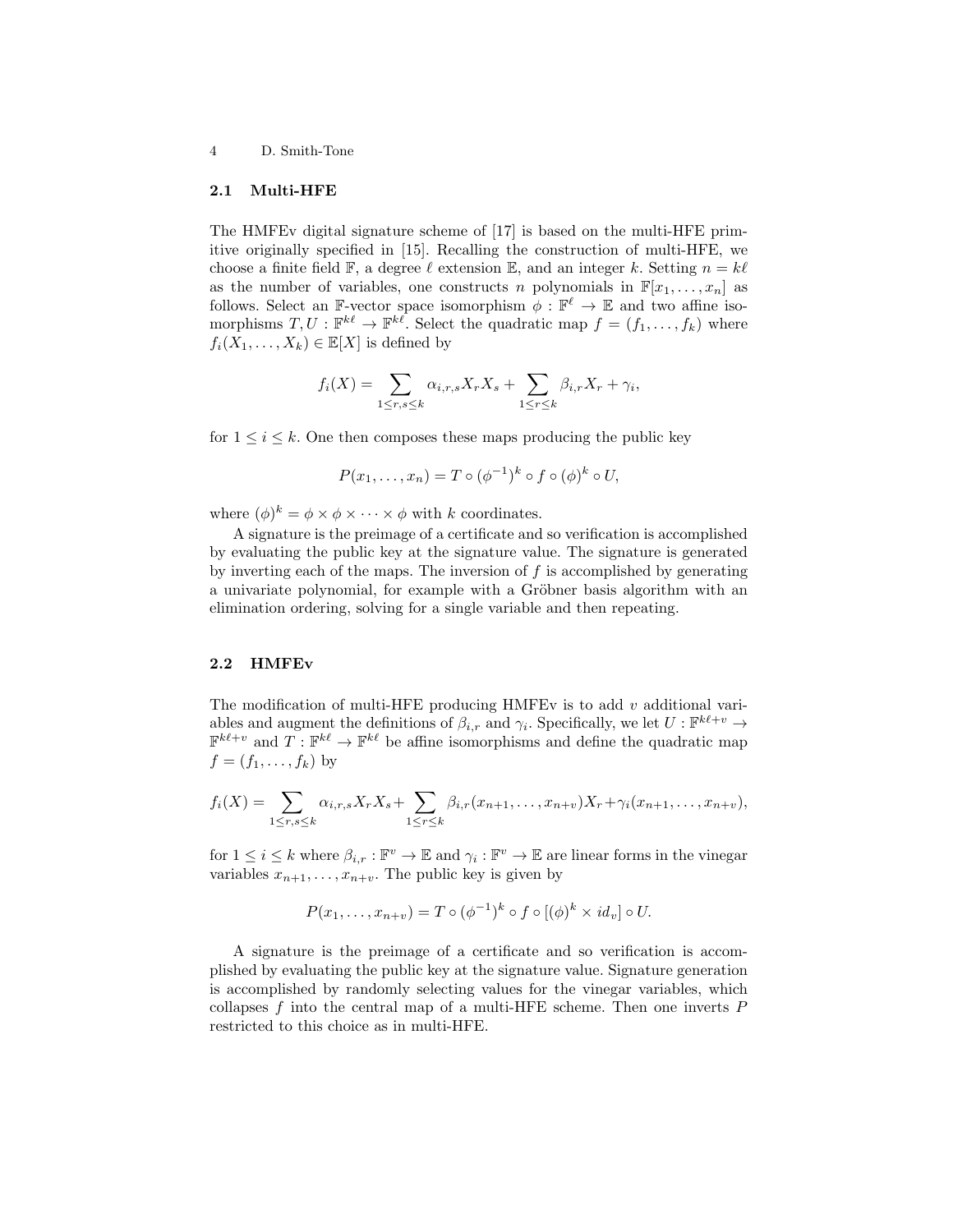### 2.1 Multi-HFE

The HMFEv digital signature scheme of [17] is based on the multi-HFE primitive originally specified in [15]. Recalling the construction of multi-HFE, we choose a finite field $\mathbb{F}$, a degree $\ell$ extension $\mathbb{E}$, and an integer $k$. Setting $n = k\ell$ as the number of variables, one constructs $n$ polynomials in $\mathbb{F}[x_1, \ldots, x_n]$ as follows. Select an $\mathbb{F}$-vector space isomorphism $\phi : \mathbb{F}^\ell \to \mathbb{E}$ and two affine isomorphisms $T, U : \mathbb{F}^{k\ell} \to \mathbb{F}^{k\ell}$. Select the quadratic map $f = (f_1, \ldots, f_k)$ where $f_i(X_1, \ldots, X_k) \in \mathbb{E}[X]$ is defined by

$$f_i(X) = \sum_{1 \leq r,s \leq k} \alpha_{i,r,s} X_r X_s + \sum_{1 \leq r \leq k} \beta_{i,r} X_r + \gamma_i,$$

for $1 \leq i \leq k$. One then composes these maps producing the public key

$$P(x_1, \ldots, x_n) = T \circ (\phi^{-1})^k \circ f \circ (\phi)^k \circ U,$$

where $(\phi)^k = \phi \times \phi \times \cdots \times \phi$ with $k$ coordinates.

A signature is the preimage of a certificate and so verification is accomplished by evaluating the public key at the signature value. The signature is generated by inverting each of the maps. The inversion of $f$ is accomplished by generating a univariate polynomial, for example with a Gröbner basis algorithm with an elimination ordering, solving for a single variable and then repeating.

### 2.2 HMFEv

The modification of multi-HFE producing HMFEv is to add $v$ additional variables and augment the definitions of $\beta_{i,r}$ and $\gamma_i$. Specifically, we let $U : \mathbb{F}^{k\ell+v} \to \mathbb{F}^{k\ell+v}$ and $T : \mathbb{F}^{k\ell} \to \mathbb{F}^{k\ell}$ be affine isomorphisms and define the quadratic map $f = (f_1, \ldots, f_k)$ by

$$f_i(X) = \sum_{1 \leq r,s \leq k} \alpha_{i,r,s} X_r X_s + \sum_{1 \leq r \leq k} \beta_{i,r}(x_{n+1}, \ldots, x_{n+v}) X_r + \gamma_i(x_{n+1}, \ldots, x_{n+v}),$$

for $1 \leq i \leq k$ where $\beta_{i,r} : \mathbb{F}^v \to \mathbb{E}$ and $\gamma_i : \mathbb{F}^v \to \mathbb{E}$ are linear forms in the vinegar variables $x_{n+1}, \ldots, x_{n+v}$. The public key is given by

$$P(x_1, \ldots, x_{n+v}) = T \circ (\phi^{-1})^k \circ f \circ [(\phi)^k \times id_v] \circ U.$$

A signature is the preimage of a certificate and so verification is accomplished by evaluating the public key at the signature value. Signature generation is accomplished by randomly selecting values for the vinegar variables, which collapses $f$ into the central map of a multi-HFE scheme. Then one inverts $P$ restricted to this choice as in multi-HFE.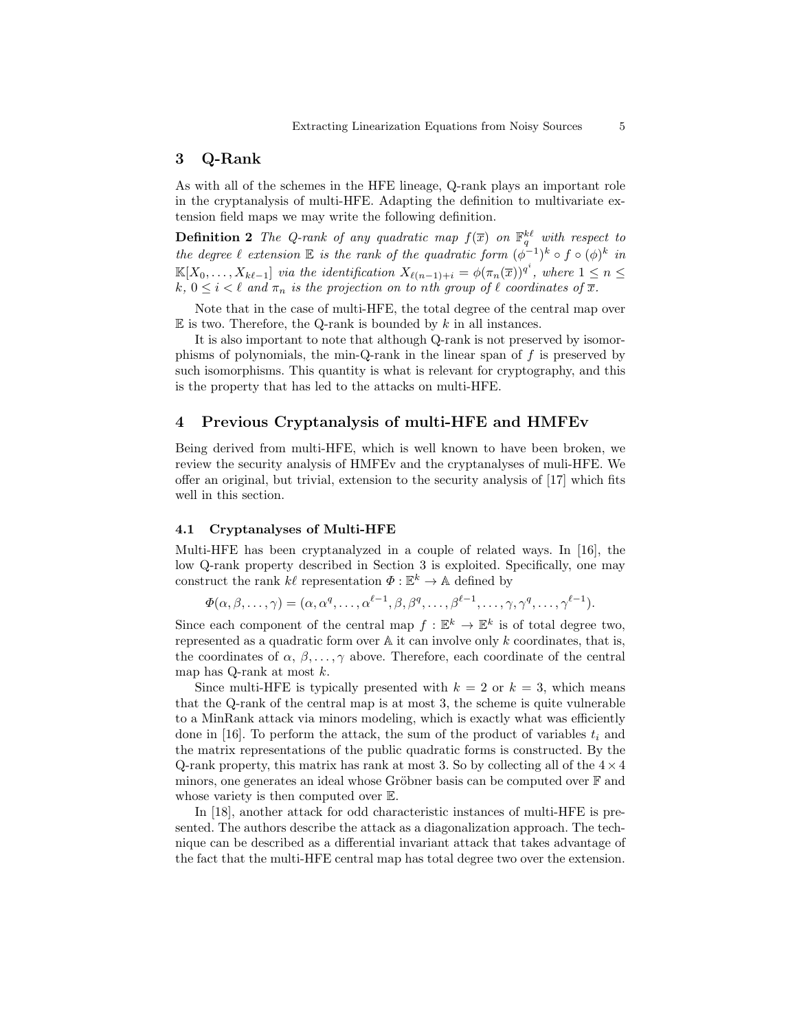## 3 Q-Rank

As with all of the schemes in the HFE lineage, Q-rank plays an important role in the cryptanalysis of multi-HFE. Adapting the definition to multivariate extension field maps we may write the following definition.

**Definition 2** *The Q-rank of any quadratic map $f(\overline{x})$ on $\mathbb{F}_q^{k\ell}$ with respect to the degree $\ell$ extension $\mathbb{E}$ is the rank of the quadratic form $(\phi^{-1})^k \circ f \circ (\phi)^k$ in $\mathbb{K}[X_0, \ldots, X_{k\ell-1}]$ via the identification $X_{\ell(n-1)+i} = \phi(\pi_n(\overline{x}))^{q^i}$, where $1 \leq n \leq k$, $0 \leq i < \ell$ and $\pi_n$ is the projection on to nth group of $\ell$ coordinates of $\overline{x}$.*

Note that in the case of multi-HFE, the total degree of the central map over $\mathbb{E}$ is two. Therefore, the Q-rank is bounded by $k$ in all instances.

It is also important to note that although Q-rank is not preserved by isomorphisms of polynomials, the min-Q-rank in the linear span of $f$ is preserved by such isomorphisms. This quantity is what is relevant for cryptography, and this is the property that has led to the attacks on multi-HFE.

## 4 Previous Cryptanalysis of multi-HFE and HMFEv

Being derived from multi-HFE, which is well known to have been broken, we review the security analysis of HMFEv and the cryptanalyses of muli-HFE. We offer an original, but trivial, extension to the security analysis of [17] which fits well in this section.

### 4.1 Cryptanalyses of Multi-HFE

Multi-HFE has been cryptanalyzed in a couple of related ways. In [16], the low Q-rank property described in Section 3 is exploited. Specifically, one may construct the rank $k\ell$ representation $\Phi : \mathbb{E}^k \to \mathbb{A}$ defined by

$$\Phi(\alpha, \beta, \ldots, \gamma) = (\alpha, \alpha^q, \ldots, \alpha^{\ell-1}, \beta, \beta^q, \ldots, \beta^{\ell-1}, \ldots, \gamma, \gamma^q, \ldots, \gamma^{\ell-1}).$$

Since each component of the central map $f : \mathbb{E}^k \to \mathbb{E}^k$ is of total degree two, represented as a quadratic form over $\mathbb{A}$ it can involve only $k$ coordinates, that is, the coordinates of $\alpha$, $\beta, \ldots, \gamma$ above. Therefore, each coordinate of the central map has Q-rank at most $k$.

Since multi-HFE is typically presented with $k = 2$ or $k = 3$, which means that the Q-rank of the central map is at most 3, the scheme is quite vulnerable to a MinRank attack via minors modeling, which is exactly what was efficiently done in [16]. To perform the attack, the sum of the product of variables $t_i$ and the matrix representations of the public quadratic forms is constructed. By the Q-rank property, this matrix has rank at most 3. So by collecting all of the $4 \times 4$ minors, one generates an ideal whose Gröbner basis can be computed over $\mathbb{F}$ and whose variety is then computed over $\mathbb{E}$.

In [18], another attack for odd characteristic instances of multi-HFE is presented. The authors describe the attack as a diagonalization approach. The technique can be described as a differential invariant attack that takes advantage of the fact that the multi-HFE central map has total degree two over the extension.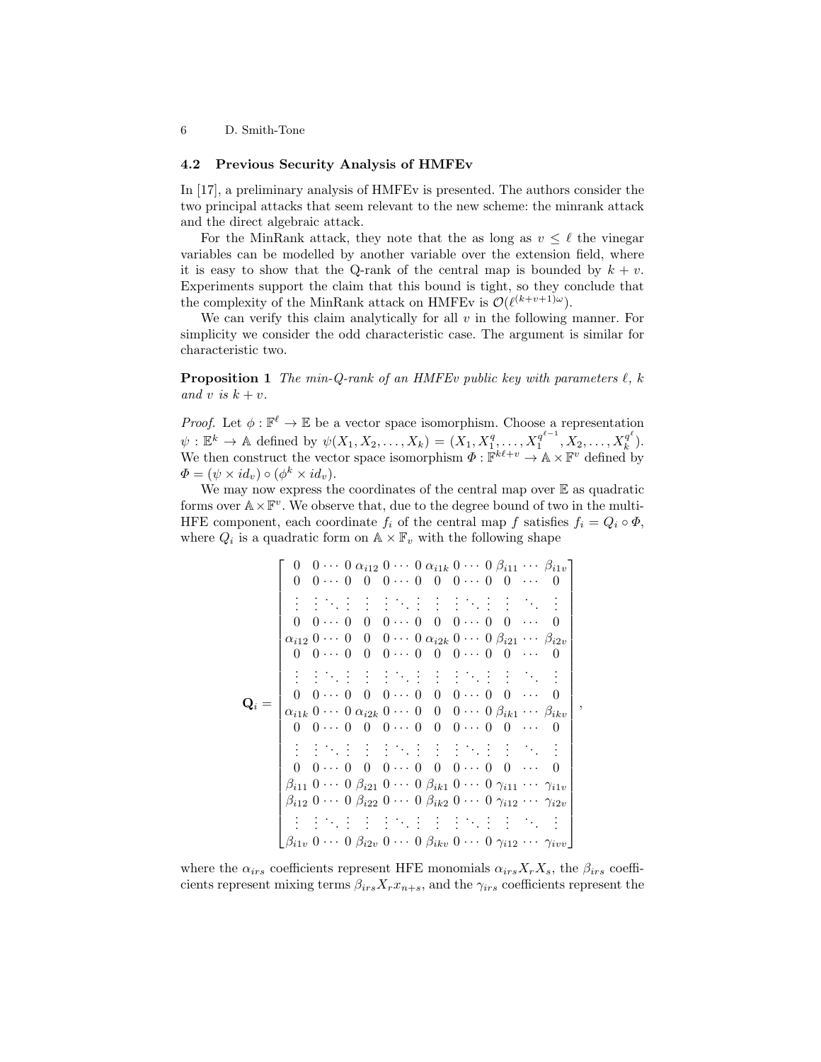### 4.2 Previous Security Analysis of HMFEv

In [17], a preliminary analysis of HMFEv is presented. The authors consider the two principal attacks that seem relevant to the new scheme: the minrank attack and the direct algebraic attack.

For the MinRank attack, they note that the as long as $v \leq \ell$ the vinegar variables can be modelled by another variable over the extension field, where it is easy to show that the Q-rank of the central map is bounded by $k+v$. Experiments support the claim that this bound is tight, so they conclude that the complexity of the MinRank attack on HMFEv is $\mathcal{O}(\ell^{(k+v+1)\omega})$.

We can verify this claim analytically for all $v$ in the following manner. For simplicity we consider the odd characteristic case. The argument is similar for characteristic two.

**Proposition 1** *The min-Q-rank of an HMFEv public key with parameters $\ell$, $k$ and $v$ is $k+v$.*

*Proof.* Let $\phi : \mathbb{F}^\ell \to \mathbb{E}$ be a vector space isomorphism. Choose a representation $\psi : \mathbb{E}^k \to \mathbb{A}$ defined by $\psi(X_1, X_2, \ldots, X_k) = (X_1, X_1^q, \ldots, X_1^{q^{\ell-1}}, X_2, \ldots, X_k^{q^\ell})$. We then construct the vector space isomorphism $\Phi : \mathbb{F}^{k\ell+v} \to \mathbb{A} \times \mathbb{F}^v$ defined by $\Phi = (\psi \times id_v) \circ (\phi^k \times id_v)$.

We may now express the coordinates of the central map over $\mathbb{E}$ as quadratic forms over $\mathbb{A} \times \mathbb{F}^v$. We observe that, due to the degree bound of two in the multi-HFE component, each coordinate $f_i$ of the central map $f$ satisfies $f_i = Q_i \circ \Phi$, where $Q_i$ is a quadratic form on $\mathbb{A} \times \mathbb{F}_v$ with the following shape

$$
\mathbf{Q}_i = \begin{bmatrix}
0 & 0 \cdots 0 & \alpha_{i12} & 0 \cdots 0 & \alpha_{i1k} & 0 \cdots 0 & \beta_{i11} & \cdots & \beta_{i1v} \\
0 & 0 \cdots 0 & 0 & 0 \cdots 0 & 0 & 0 \cdots 0 & 0 & \cdots & 0 \\
\vdots & \vdots \ddots \vdots & \vdots & \vdots \ddots \vdots & \vdots & \vdots \ddots \vdots & \vdots & \ddots & \vdots \\
0 & 0 \cdots 0 & 0 & 0 \cdots 0 & 0 & 0 \cdots 0 & 0 & \cdots & 0 \\
\alpha_{i12} & 0 \cdots 0 & 0 & 0 \cdots 0 & \alpha_{i2k} & 0 \cdots 0 & \beta_{i21} & \cdots & \beta_{i2v} \\
0 & 0 \cdots 0 & 0 & 0 \cdots 0 & 0 & 0 \cdots 0 & 0 & \cdots & 0 \\
\vdots & \vdots \ddots \vdots & \vdots & \vdots \ddots \vdots & \vdots & \vdots \ddots \vdots & \vdots & \ddots & \vdots \\
0 & 0 \cdots 0 & 0 & 0 \cdots 0 & 0 & 0 \cdots 0 & 0 & \cdots & 0 \\
\alpha_{i1k} & 0 \cdots 0 & \alpha_{i2k} & 0 \cdots 0 & 0 & 0 \cdots 0 & \beta_{ik1} & \cdots & \beta_{ikv} \\
0 & 0 \cdots 0 & 0 & 0 \cdots 0 & 0 & 0 \cdots 0 & 0 & \cdots & 0 \\
\vdots & \vdots \ddots \vdots & \vdots & \vdots \ddots \vdots & \vdots & \vdots \ddots \vdots & \vdots & \ddots & \vdots \\
0 & 0 \cdots 0 & 0 & 0 \cdots 0 & 0 & 0 \cdots 0 & 0 & \cdots & 0 \\
\beta_{i11} & 0 \cdots 0 & \beta_{i21} & 0 \cdots 0 & \beta_{ik1} & 0 \cdots 0 & \gamma_{i11} & \cdots & \gamma_{i1v} \\
\beta_{i12} & 0 \cdots 0 & \beta_{i22} & 0 \cdots 0 & \beta_{ik2} & 0 \cdots 0 & \gamma_{i12} & \cdots & \gamma_{i2v} \\
\vdots & \vdots \ddots \vdots & \vdots & \vdots \ddots \vdots & \vdots & \vdots \ddots \vdots & \vdots & \ddots & \vdots \\
\beta_{i1v} & 0 \cdots 0 & \beta_{i2v} & 0 \cdots 0 & \beta_{ikv} & 0 \cdots 0 & \gamma_{i12} & \cdots & \gamma_{ivv}
\end{bmatrix},
$$

where the $\alpha_{irs}$ coefficients represent HFE monomials $\alpha_{irs}X_rX_s$, the $\beta_{irs}$ coefficients represent mixing terms $\beta_{irs}X_rx_{n+s}$, and the $\gamma_{irs}$ coefficients represent the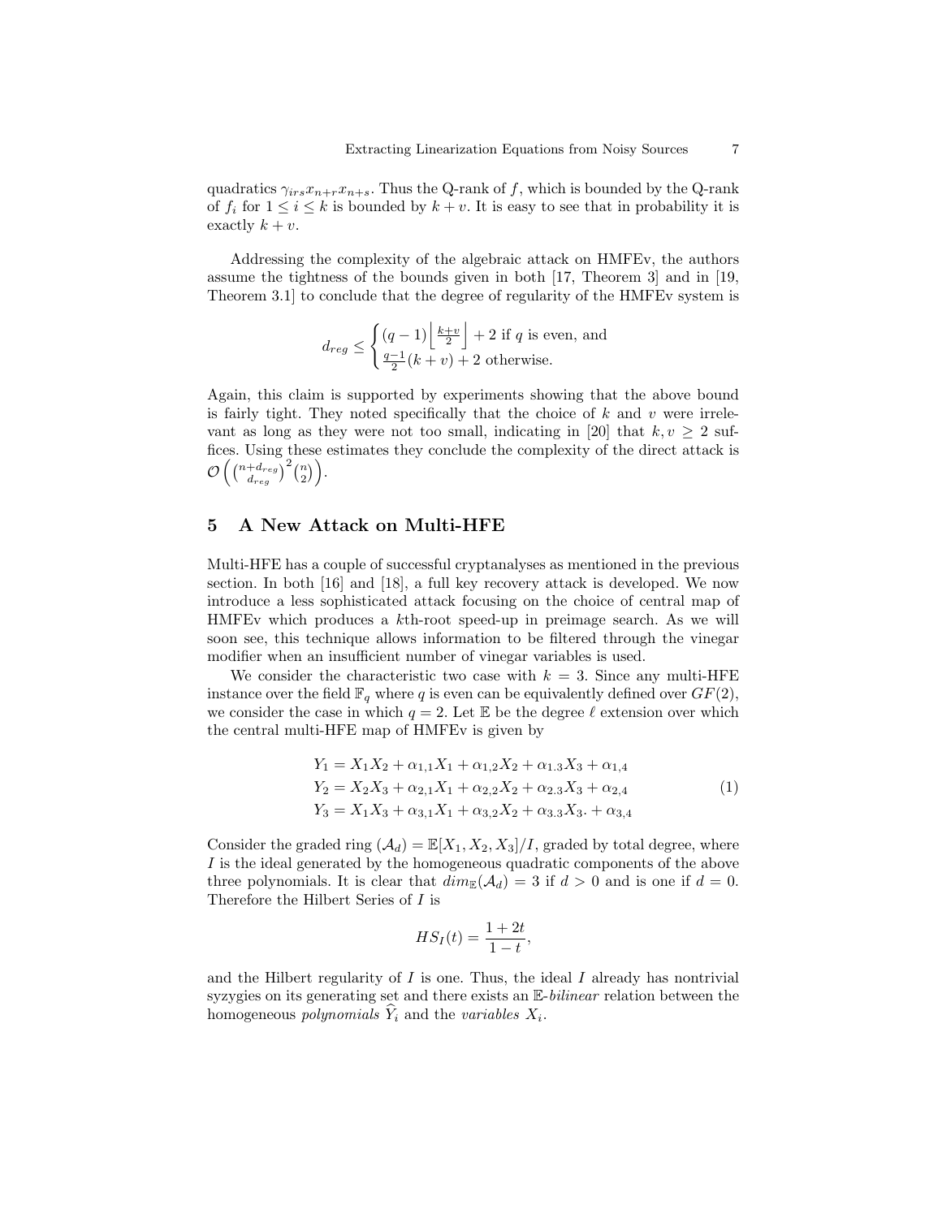quadratics $\gamma_{irs}x_{n+r}x_{n+s}$. Thus the Q-rank of $f$, which is bounded by the Q-rank of $f_i$ for $1 \leq i \leq k$ is bounded by $k+v$. It is easy to see that in probability it is exactly $k+v$.

Addressing the complexity of the algebraic attack on HMFEv, the authors assume the tightness of the bounds given in both [17, Theorem 3] and in [19, Theorem 3.1] to conclude that the degree of regularity of the HMFEv system is

$$d_{reg} \leq \begin{cases} (q-1)\left\lfloor \frac{k+v}{2} \right\rfloor + 2 \text{ if } q \text{ is even, and} \\ \frac{q-1}{2}(k+v) + 2 \text{ otherwise.} \end{cases}$$

Again, this claim is supported by experiments showing that the above bound is fairly tight. They noted specifically that the choice of $k$ and $v$ were irrelevant as long as they were not too small, indicating in [20] that $k, v \geq 2$ suffices. Using these estimates they conclude the complexity of the direct attack is $\mathcal{O}\left(\binom{n+d_{reg}}{d_{reg}}^2\binom{n}{2}\right)$.

## 5 A New Attack on Multi-HFE

Multi-HFE has a couple of successful cryptanalyses as mentioned in the previous section. In both [16] and [18], a full key recovery attack is developed. We now introduce a less sophisticated attack focusing on the choice of central map of HMFEv which produces a $k$th-root speed-up in preimage search. As we will soon see, this technique allows information to be filtered through the vinegar modifier when an insufficient number of vinegar variables is used.

We consider the characteristic two case with $k = 3$. Since any multi-HFE instance over the field $\mathbb{F}_q$ where $q$ is even can be equivalently defined over $GF(2)$, we consider the case in which $q = 2$. Let $\mathbb{E}$ be the degree $\ell$ extension over which the central multi-HFE map of HMFEv is given by

$$\begin{aligned} Y_1 &= X_1X_2 + \alpha_{1,1}X_1 + \alpha_{1,2}X_2 + \alpha_{1.3}X_3 + \alpha_{1,4} \\ Y_2 &= X_2X_3 + \alpha_{2,1}X_1 + \alpha_{2,2}X_2 + \alpha_{2.3}X_3 + \alpha_{2,4} \\ Y_3 &= X_1X_3 + \alpha_{3,1}X_1 + \alpha_{3,2}X_2 + \alpha_{3.3}X_3. + \alpha_{3,4} \end{aligned} \tag{1}$$

Consider the graded ring $(\mathcal{A}_d) = \mathbb{E}[X_1, X_2, X_3]/I$, graded by total degree, where $I$ is the ideal generated by the homogeneous quadratic components of the above three polynomials. It is clear that $dim_{\mathbb{E}}(\mathcal{A}_d) = 3$ if $d > 0$ and is one if $d = 0$. Therefore the Hilbert Series of $I$ is

$$HS_I(t) = \frac{1+2t}{1-t},$$

and the Hilbert regularity of $I$ is one. Thus, the ideal $I$ already has nontrivial syzygies on its generating set and there exists an $\mathbb{E}$-*bilinear* relation between the homogeneous *polynomials* $\widehat{Y}_i$ and the *variables* $X_i$.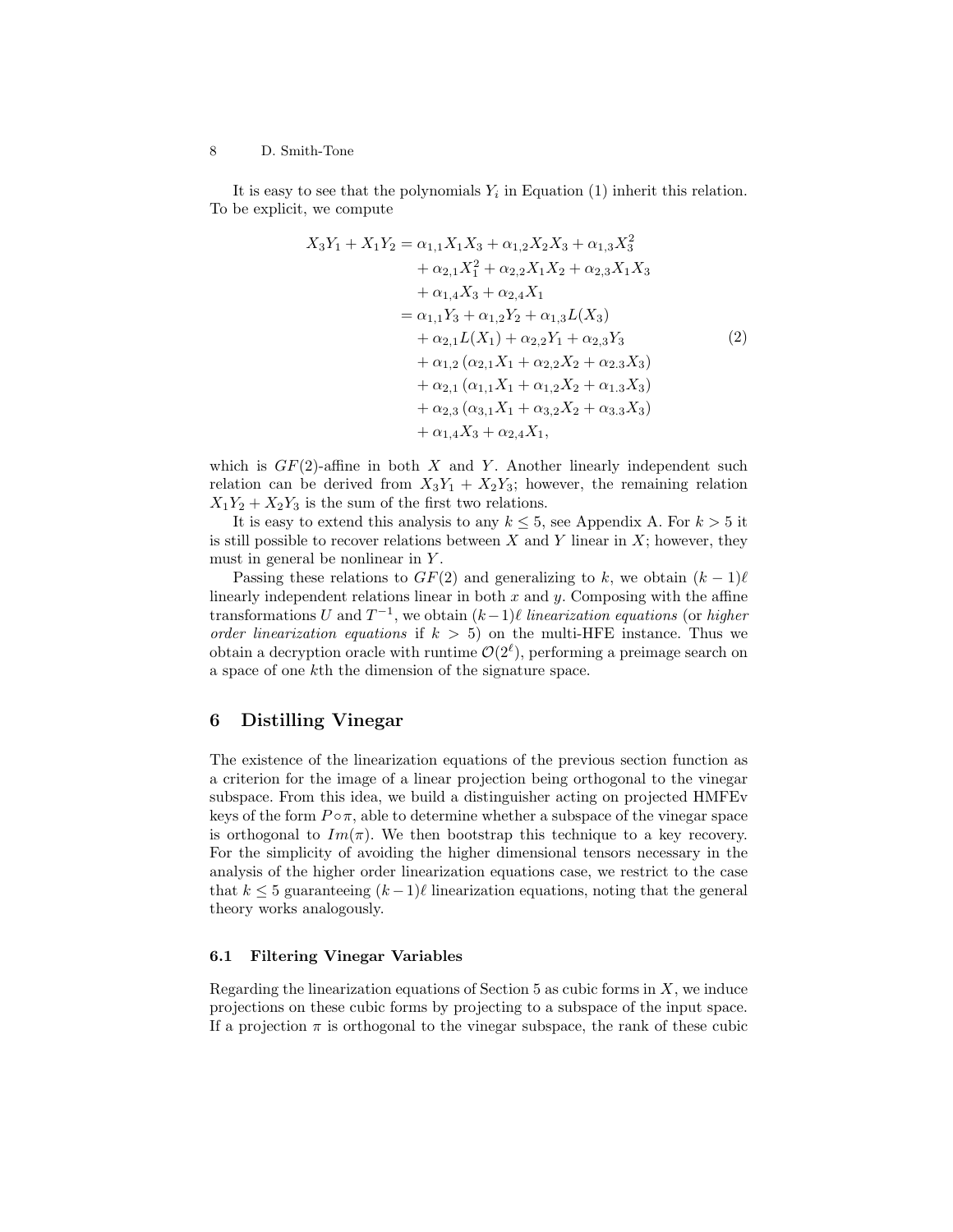It is easy to see that the polynomials $Y_i$ in Equation (1) inherit this relation. To be explicit, we compute

$$
\begin{aligned}
X_3Y_1 + X_1Y_2 &= \alpha_{1,1}X_1X_3 + \alpha_{1,2}X_2X_3 + \alpha_{1,3}X_3^2 \\
&\quad + \alpha_{2,1}X_1^2 + \alpha_{2,2}X_1X_2 + \alpha_{2,3}X_1X_3 \\
&\quad + \alpha_{1,4}X_3 + \alpha_{2,4}X_1 \\
&= \alpha_{1,1}Y_3 + \alpha_{1,2}Y_2 + \alpha_{1,3}L(X_3) \\
&\quad + \alpha_{2,1}L(X_1) + \alpha_{2,2}Y_1 + \alpha_{2,3}Y_3 \\
&\quad + \alpha_{1,2}\left(\alpha_{2,1}X_1 + \alpha_{2,2}X_2 + \alpha_{2.3}X_3\right) \\
&\quad + \alpha_{2,1}\left(\alpha_{1,1}X_1 + \alpha_{1,2}X_2 + \alpha_{1.3}X_3\right) \\
&\quad + \alpha_{2,3}\left(\alpha_{3,1}X_1 + \alpha_{3,2}X_2 + \alpha_{3.3}X_3\right) \\
&\quad + \alpha_{1,4}X_3 + \alpha_{2,4}X_1,
\end{aligned}
\tag{2}
$$

which is $GF(2)$-affine in both $X$ and $Y$. Another linearly independent such relation can be derived from $X_3Y_1 + X_2Y_3$; however, the remaining relation $X_1Y_2 + X_2Y_3$ is the sum of the first two relations.

It is easy to extend this analysis to any $k \leq 5$, see Appendix A. For $k > 5$ it is still possible to recover relations between $X$ and $Y$ linear in $X$; however, they must in general be nonlinear in $Y$.

Passing these relations to $GF(2)$ and generalizing to $k$, we obtain $(k-1)\ell$ linearly independent relations linear in both $x$ and $y$. Composing with the affine transformations $U$ and $T^{-1}$, we obtain $(k-1)\ell$ *linearization equations* (or *higher order linearization equations* if $k > 5$) on the multi-HFE instance. Thus we obtain a decryption oracle with runtime $\mathcal{O}(2^\ell)$, performing a preimage search on a space of one $k$th the dimension of the signature space.

## 6 Distilling Vinegar

The existence of the linearization equations of the previous section function as a criterion for the image of a linear projection being orthogonal to the vinegar subspace. From this idea, we build a distinguisher acting on projected HMFEv keys of the form $P \circ \pi$, able to determine whether a subspace of the vinegar space is orthogonal to $Im(\pi)$. We then bootstrap this technique to a key recovery. For the simplicity of avoiding the higher dimensional tensors necessary in the analysis of the higher order linearization equations case, we restrict to the case that $k \leq 5$ guaranteeing $(k-1)\ell$ linearization equations, noting that the general theory works analogously.

### 6.1 Filtering Vinegar Variables

Regarding the linearization equations of Section 5 as cubic forms in $X$, we induce projections on these cubic forms by projecting to a subspace of the input space. If a projection $\pi$ is orthogonal to the vinegar subspace, the rank of these cubic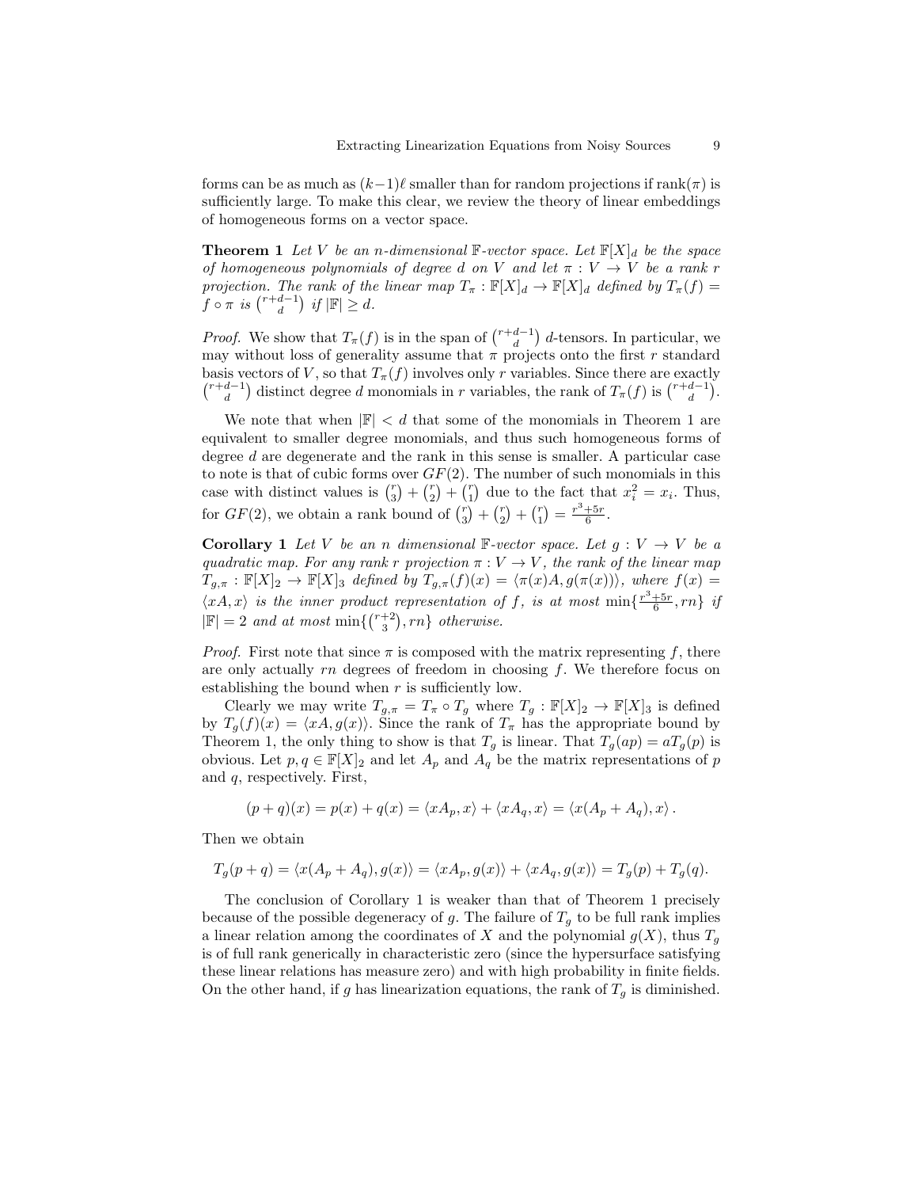forms can be as much as $(k-1)\ell$ smaller than for random projections if $\text{rank}(\pi)$ is sufficiently large. To make this clear, we review the theory of linear embeddings of homogeneous forms on a vector space.

**Theorem 1** *Let $V$ be an $n$-dimensional $\mathbb{F}$-vector space. Let $\mathbb{F}[X]_d$ be the space of homogeneous polynomials of degree $d$ on $V$ and let $\pi : V \to V$ be a rank $r$ projection. The rank of the linear map $T_\pi : \mathbb{F}[X]_d \to \mathbb{F}[X]_d$ defined by $T_\pi(f) = f \circ \pi$ is $\binom{r+d-1}{d}$ if $|\mathbb{F}| \geq d$.*

*Proof.* We show that $T_\pi(f)$ is in the span of $\binom{r+d-1}{d}$ $d$-tensors. In particular, we may without loss of generality assume that $\pi$ projects onto the first $r$ standard basis vectors of $V$, so that $T_\pi(f)$ involves only $r$ variables. Since there are exactly $\binom{r+d-1}{d}$ distinct degree $d$ monomials in $r$ variables, the rank of $T_\pi(f)$ is $\binom{r+d-1}{d}$.

We note that when $|\mathbb{F}| < d$ that some of the monomials in Theorem 1 are equivalent to smaller degree monomials, and thus such homogeneous forms of degree $d$ are degenerate and the rank in this sense is smaller. A particular case to note is that of cubic forms over $GF(2)$. The number of such monomials in this case with distinct values is $\binom{r}{3} + \binom{r}{2} + \binom{r}{1}$ due to the fact that $x_i^2 = x_i$. Thus, for $GF(2)$, we obtain a rank bound of $\binom{r}{3} + \binom{r}{2} + \binom{r}{1} = \frac{r^3+5r}{6}$.

**Corollary 1** *Let $V$ be an $n$ dimensional $\mathbb{F}$-vector space. Let $g : V \to V$ be a quadratic map. For any rank $r$ projection $\pi : V \to V$, the rank of the linear map $T_{g,\pi} : \mathbb{F}[X]_2 \to \mathbb{F}[X]_3$ defined by $T_{g,\pi}(f)(x) = \langle \pi(x)A, g(\pi(x)) \rangle$, where $f(x) = \langle xA, x \rangle$ is the inner product representation of $f$, is at most $\min\{\frac{r^3+5r}{6}, rn\}$ if $|\mathbb{F}| = 2$ and at most $\min\{\binom{r+2}{3}, rn\}$ otherwise.*

*Proof.* First note that since $\pi$ is composed with the matrix representing $f$, there are only actually $rn$ degrees of freedom in choosing $f$. We therefore focus on establishing the bound when $r$ is sufficiently low.

Clearly we may write $T_{g,\pi} = T_\pi \circ T_g$ where $T_g : \mathbb{F}[X]_2 \to \mathbb{F}[X]_3$ is defined by $T_g(f)(x) = \langle xA, g(x) \rangle$. Since the rank of $T_\pi$ has the appropriate bound by Theorem 1, the only thing to show is that $T_g$ is linear. That $T_g(ap) = aT_g(p)$ is obvious. Let $p, q \in \mathbb{F}[X]_2$ and let $A_p$ and $A_q$ be the matrix representations of $p$ and $q$, respectively. First,

$$(p+q)(x) = p(x) + q(x) = \langle xA_p, x \rangle + \langle xA_q, x \rangle = \langle x(A_p + A_q), x \rangle .$$

Then we obtain

$$T_g(p+q) = \langle x(A_p + A_q), g(x) \rangle = \langle xA_p, g(x) \rangle + \langle xA_q, g(x) \rangle = T_g(p) + T_g(q).$$

The conclusion of Corollary 1 is weaker than that of Theorem 1 precisely because of the possible degeneracy of $g$. The failure of $T_g$ to be full rank implies a linear relation among the coordinates of $X$ and the polynomial $g(X)$, thus $T_g$ is of full rank generically in characteristic zero (since the hypersurface satisfying these linear relations has measure zero) and with high probability in finite fields. On the other hand, if $g$ has linearization equations, the rank of $T_g$ is diminished.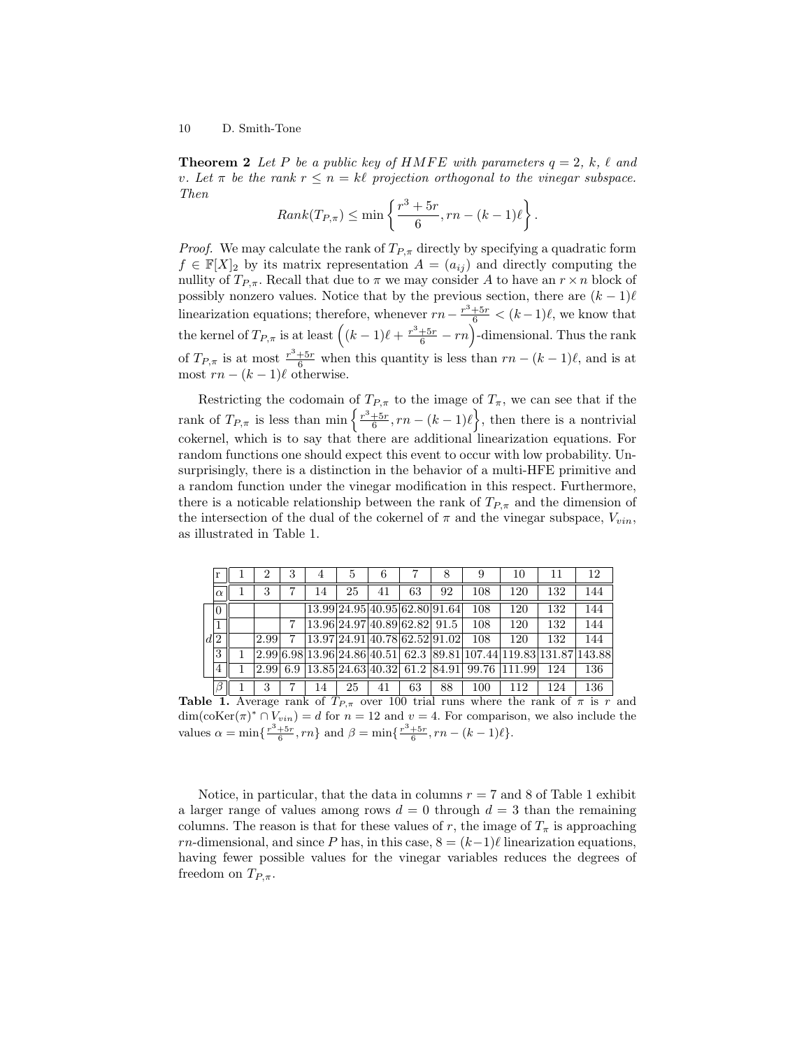**Theorem 2** *Let $P$ be a public key of $HMFE$ with parameters $q = 2$, $k$, $\ell$ and $v$. Let $\pi$ be the rank $r \leq n = k\ell$ projection orthogonal to the vinegar subspace. Then*

$$Rank(T_{P,\pi}) \leq \min\left\{\frac{r^3+5r}{6}, rn-(k-1)\ell\right\}.$$

*Proof.* We may calculate the rank of $T_{P,\pi}$ directly by specifying a quadratic form $f \in \mathbb{F}[X]_2$ by its matrix representation $A = (a_{ij})$ and directly computing the nullity of $T_{P,\pi}$. Recall that due to $\pi$ we may consider $A$ to have an $r \times n$ block of possibly nonzero values. Notice that by the previous section, there are $(k-1)\ell$ linearization equations; therefore, whenever $rn - \frac{r^3+5r}{6} < (k-1)\ell$, we know that the kernel of $T_{P,\pi}$ is at least $\left((k-1)\ell + \frac{r^3+5r}{6} - rn\right)$-dimensional. Thus the rank of $T_{P,\pi}$ is at most $\frac{r^3+5r}{6}$ when this quantity is less than $rn-(k-1)\ell$, and is at most $rn-(k-1)\ell$ otherwise.

Restricting the codomain of $T_{P,\pi}$ to the image of $T_\pi$, we can see that if the rank of $T_{P,\pi}$ is less than $\min\left\{\frac{r^3+5r}{6}, rn-(k-1)\ell\right\}$, then there is a nontrivial cokernel, which is to say that there are additional linearization equations. For random functions one should expect this event to occur with low probability. Unsurprisingly, there is a distinction in the behavior of a multi-HFE primitive and a random function under the vinegar modification in this respect. Furthermore, there is a noticable relationship between the rank of $T_{P,\pi}$ and the dimension of the intersection of the dual of the cokernel of $\pi$ and the vinegar subspace, $V_{vin}$, as illustrated in Table 1.

| | r | 1 | 2 | 3 | 4 | 5 | 6 | 7 | 8 | 9 | 10 | 11 | 12 |
|---|---|---|---|---|---|---|---|---|---|---|---|---|---|
| | $\alpha$ | 1 | 3 | 7 | 14 | 25 | 41 | 63 | 92 | 108 | 120 | 132 | 144 |
| $d$ | 0 | | | | 13.99 | 24.95 | 40.95 | 62.80 | 91.64 | 108 | 120 | 132 | 144 |
| | 1 | | | 7 | 13.96 | 24.97 | 40.89 | 62.82 | 91.5 | 108 | 120 | 132 | 144 |
| | 2 | | 2.99 | 7 | 13.97 | 24.91 | 40.78 | 62.52 | 91.02 | 108 | 120 | 132 | 144 |
| | 3 | 1 | 2.99 | 6.98 | 13.96 | 24.86 | 40.51 | 62.3 | 89.81 | 107.44 | 119.83 | 131.87 | 143.88 |
| | 4 | 1 | 2.99 | 6.9 | 13.85 | 24.63 | 40.32 | 61.2 | 84.91 | 99.76 | 111.99 | 124 | 136 |
| | $\beta$ | 1 | 3 | 7 | 14 | 25 | 41 | 63 | 88 | 100 | 112 | 124 | 136 |

**Table 1.** Average rank of $T_{P,\pi}$ over 100 trial runs where the rank of $\pi$ is $r$ and $\dim(\text{coKer}(\pi)^* \cap V_{vin}) = d$ for $n = 12$ and $v = 4$. For comparison, we also include the values $\alpha = \min\{\frac{r^3+5r}{6}, rn\}$ and $\beta = \min\{\frac{r^3+5r}{6}, rn-(k-1)\ell\}$.

Notice, in particular, that the data in columns $r = 7$ and 8 of Table 1 exhibit a larger range of values among rows $d = 0$ through $d = 3$ than the remaining columns. The reason is that for these values of $r$, the image of $T_\pi$ is approaching $rn$-dimensional, and since $P$ has, in this case, $8 = (k-1)\ell$ linearization equations, having fewer possible values for the vinegar variables reduces the degrees of freedom on $T_{P,\pi}$.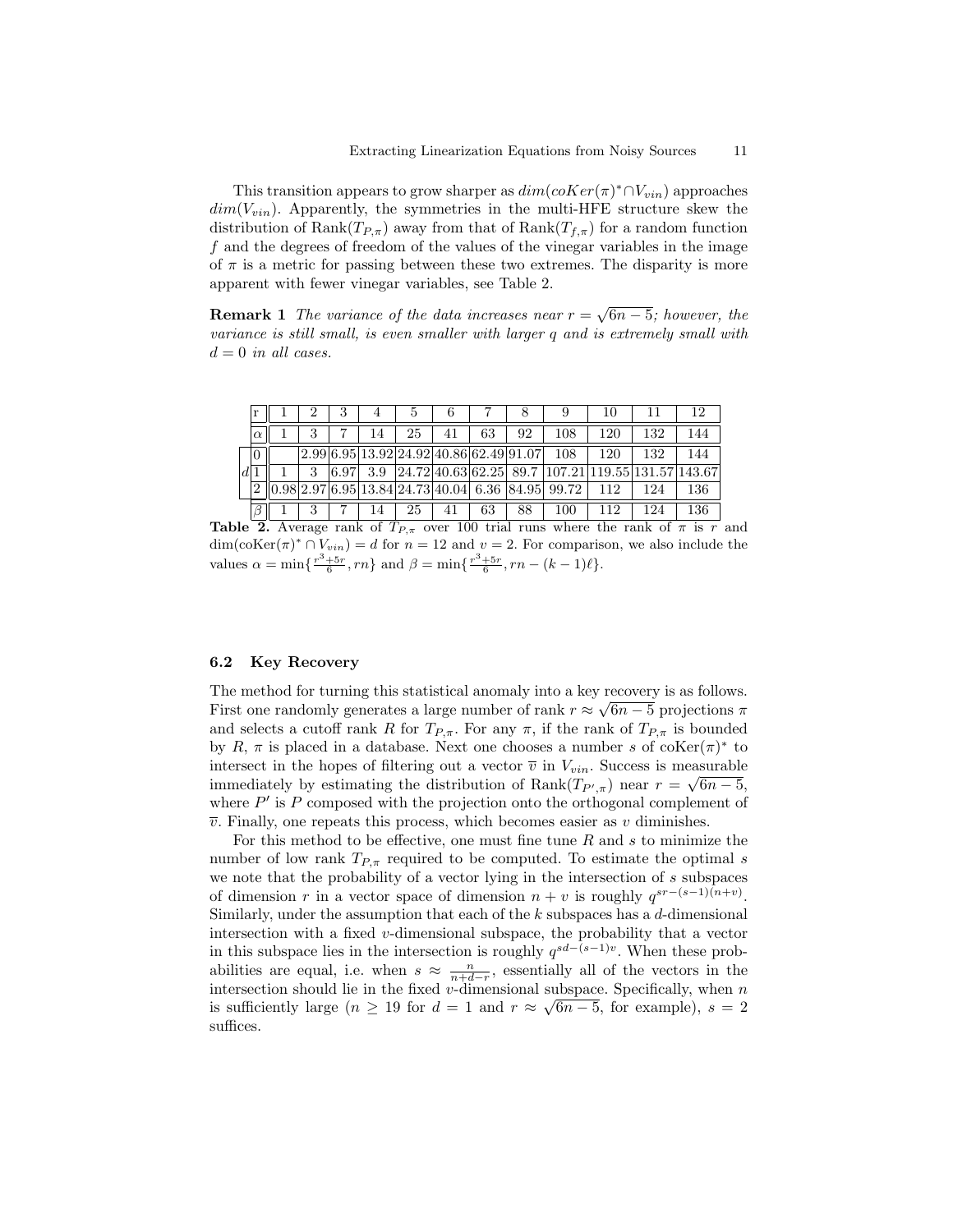This transition appears to grow sharper as $dim(coKer(\pi)^* \cap V_{vin})$ approaches $dim(V_{vin})$. Apparently, the symmetries in the multi-HFE structure skew the distribution of $\text{Rank}(T_{P,\pi})$ away from that of $\text{Rank}(T_{f,\pi})$ for a random function $f$ and the degrees of freedom of the values of the vinegar variables in the image of $\pi$ is a metric for passing between these two extremes. The disparity is more apparent with fewer vinegar variables, see Table 2.

**Remark 1** *The variance of the data increases near $r = \sqrt{6n-5}$; however, the variance is still small, is even smaller with larger $q$ and is extremely small with $d = 0$ in all cases.*

| | r | 1 | 2 | 3 | 4 | 5 | 6 | 7 | 8 | 9 | 10 | 11 | 12 |
|---|---|---|---|---|---|---|---|---|---|---|---|---|---|
| | $\alpha$ | 1 | 3 | 7 | 14 | 25 | 41 | 63 | 92 | 108 | 120 | 132 | 144 |
| $d$ | 0 | | 2.99 | 6.95 | 13.92 | 24.92 | 40.86 | 62.49 | 91.07 | 108 | 120 | 132 | 144 |
| | 1 | 1 | 3 | 6.97 | 3.9 | 24.72 | 40.63 | 62.25 | 89.7 | 107.21 | 119.55 | 131.57 | 143.67 |
| | 2 | 0.98 | 2.97 | 6.95 | 13.84 | 24.73 | 40.04 | 6.36 | 84.95 | 99.72 | 112 | 124 | 136 |
| | $\beta$ | 1 | 3 | 7 | 14 | 25 | 41 | 63 | 88 | 100 | 112 | 124 | 136 |

**Table 2.** Average rank of $T_{P,\pi}$ over 100 trial runs where the rank of $\pi$ is $r$ and $\dim(\text{coKer}(\pi)^* \cap V_{vin}) = d$ for $n = 12$ and $v = 2$. For comparison, we also include the values $\alpha = \min\{\frac{r^3+5r}{6}, rn\}$ and $\beta = \min\{\frac{r^3+5r}{6}, rn - (k-1)\ell\}$.

### 6.2 Key Recovery

The method for turning this statistical anomaly into a key recovery is as follows. First one randomly generates a large number of rank $r \approx \sqrt{6n-5}$ projections $\pi$ and selects a cutoff rank $R$ for $T_{P,\pi}$. For any $\pi$, if the rank of $T_{P,\pi}$ is bounded by $R$, $\pi$ is placed in a database. Next one chooses a number $s$ of $\text{coKer}(\pi)^*$ to intersect in the hopes of filtering out a vector $\overline{v}$ in $V_{vin}$. Success is measurable immediately by estimating the distribution of $\text{Rank}(T_{P',\pi})$ near $r = \sqrt{6n-5}$, where $P'$ is $P$ composed with the projection onto the orthogonal complement of $\overline{v}$. Finally, one repeats this process, which becomes easier as $v$ diminishes.

For this method to be effective, one must fine tune $R$ and $s$ to minimize the number of low rank $T_{P,\pi}$ required to be computed. To estimate the optimal $s$ we note that the probability of a vector lying in the intersection of $s$ subspaces of dimension $r$ in a vector space of dimension $n + v$ is roughly $q^{sr-(s-1)(n+v)}$. Similarly, under the assumption that each of the $k$ subspaces has a $d$-dimensional intersection with a fixed $v$-dimensional subspace, the probability that a vector in this subspace lies in the intersection is roughly $q^{sd-(s-1)v}$. When these probabilities are equal, i.e. when $s \approx \frac{n}{n+d-r}$, essentially all of the vectors in the intersection should lie in the fixed $v$-dimensional subspace. Specifically, when $n$ is sufficiently large ($n \geq 19$ for $d = 1$ and $r \approx \sqrt{6n-5}$, for example), $s = 2$ suffices.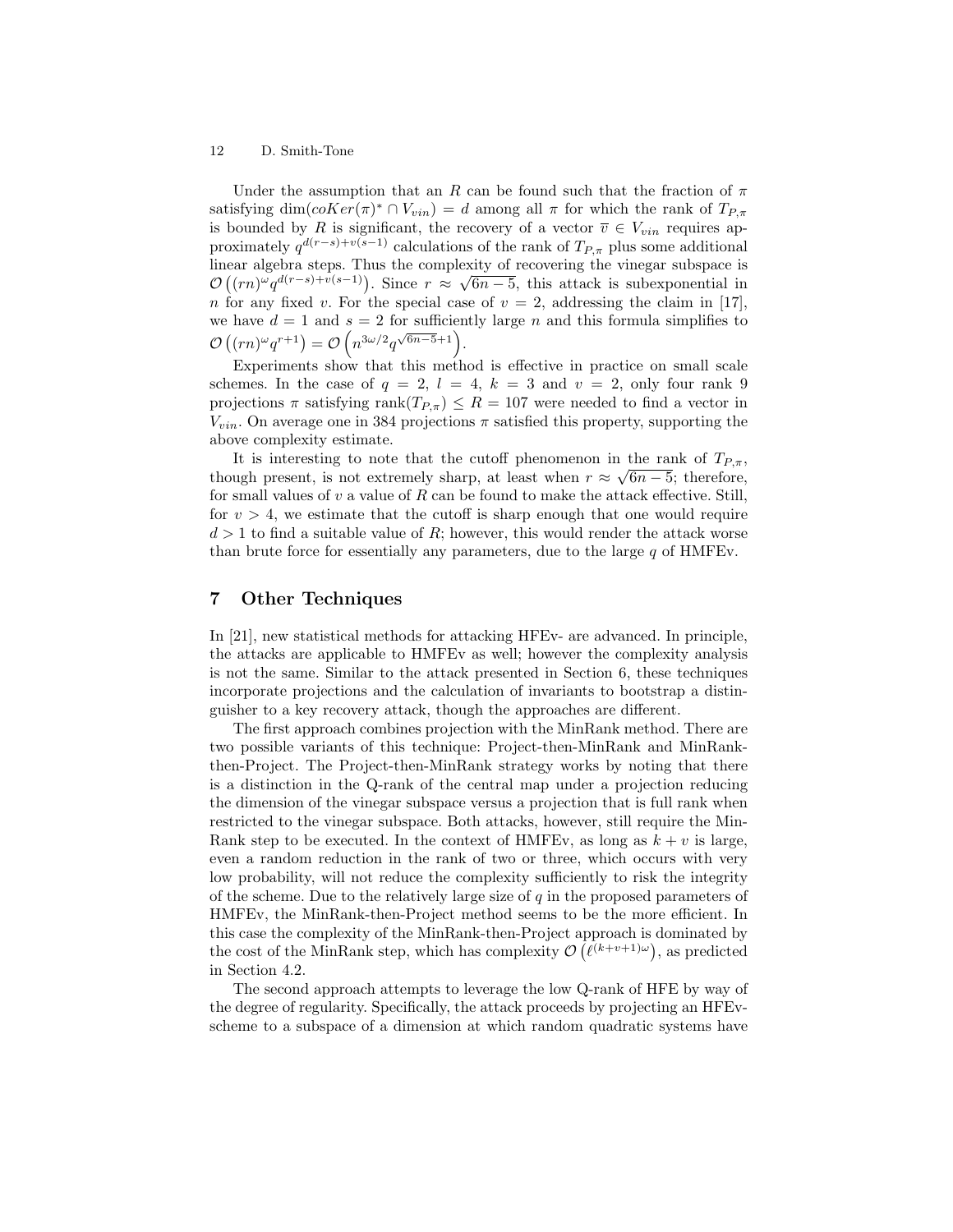Under the assumption that an $R$ can be found such that the fraction of $\pi$ satisfying $\dim(coKer(\pi)^* \cap V_{vin}) = d$ among all $\pi$ for which the rank of $T_{P,\pi}$ is bounded by $R$ is significant, the recovery of a vector $\overline{v} \in V_{vin}$ requires approximately $q^{d(r-s)+v(s-1)}$ calculations of the rank of $T_{P,\pi}$ plus some additional linear algebra steps. Thus the complexity of recovering the vinegar subspace is $\mathcal{O}\left((rn)^\omega q^{d(r-s)+v(s-1)}\right)$. Since $r \approx \sqrt{6n-5}$, this attack is subexponential in $n$ for any fixed $v$. For the special case of $v = 2$, addressing the claim in [17], we have $d = 1$ and $s = 2$ for sufficiently large $n$ and this formula simplifies to $\mathcal{O}\left((rn)^\omega q^{r+1}\right) = \mathcal{O}\left(n^{3\omega/2} q^{\sqrt{6n-5}+1}\right)$.

Experiments show that this method is effective in practice on small scale schemes. In the case of $q = 2$, $l = 4$, $k = 3$ and $v = 2$, only four rank 9 projections $\pi$ satisfying $\text{rank}(T_{P,\pi}) \leq R = 107$ were needed to find a vector in $V_{vin}$. On average one in 384 projections $\pi$ satisfied this property, supporting the above complexity estimate.

It is interesting to note that the cutoff phenomenon in the rank of $T_{P,\pi}$, though present, is not extremely sharp, at least when $r \approx \sqrt{6n-5}$; therefore, for small values of $v$ a value of $R$ can be found to make the attack effective. Still, for $v > 4$, we estimate that the cutoff is sharp enough that one would require $d > 1$ to find a suitable value of $R$; however, this would render the attack worse than brute force for essentially any parameters, due to the large $q$ of HMFEv.

## 7 Other Techniques

In [21], new statistical methods for attacking HFEv- are advanced. In principle, the attacks are applicable to HMFEv as well; however the complexity analysis is not the same. Similar to the attack presented in Section 6, these techniques incorporate projections and the calculation of invariants to bootstrap a distinguisher to a key recovery attack, though the approaches are different.

The first approach combines projection with the MinRank method. There are two possible variants of this technique: Project-then-MinRank and MinRank-then-Project. The Project-then-MinRank strategy works by noting that there is a distinction in the Q-rank of the central map under a projection reducing the dimension of the vinegar subspace versus a projection that is full rank when restricted to the vinegar subspace. Both attacks, however, still require the MinRank step to be executed. In the context of HMFEv, as long as $k + v$ is large, even a random reduction in the rank of two or three, which occurs with very low probability, will not reduce the complexity sufficiently to risk the integrity of the scheme. Due to the relatively large size of $q$ in the proposed parameters of HMFEv, the MinRank-then-Project method seems to be the more efficient. In this case the complexity of the MinRank-then-Project approach is dominated by the cost of the MinRank step, which has complexity $\mathcal{O}\left(\ell^{(k+v+1)\omega}\right)$, as predicted in Section 4.2.

The second approach attempts to leverage the low Q-rank of HFE by way of the degree of regularity. Specifically, the attack proceeds by projecting an HFEv-scheme to a subspace of a dimension at which random quadratic systems have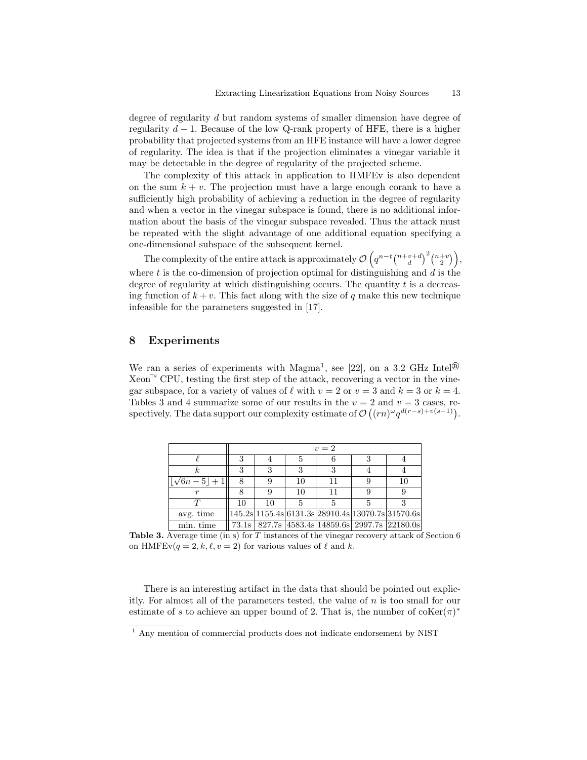degree of regularity $d$ but random systems of smaller dimension have degree of regularity $d-1$. Because of the low Q-rank property of HFE, there is a higher probability that projected systems from an HFE instance will have a lower degree of regularity. The idea is that if the projection eliminates a vinegar variable it may be detectable in the degree of regularity of the projected scheme.

The complexity of this attack in application to HMFEv is also dependent on the sum $k+v$. The projection must have a large enough corank to have a sufficiently high probability of achieving a reduction in the degree of regularity and when a vector in the vinegar subspace is found, there is no additional information about the basis of the vinegar subspace revealed. Thus the attack must be repeated with the slight advantage of one additional equation specifying a one-dimensional subspace of the subsequent kernel.

The complexity of the entire attack is approximately $\mathcal{O}\left(q^{n-t}\binom{n+v+d}{d}^2\binom{n+v}{2}\right)$, where $t$ is the co-dimension of projection optimal for distinguishing and $d$ is the degree of regularity at which distinguishing occurs. The quantity $t$ is a decreasing function of $k+v$. This fact along with the size of $q$ make this new technique infeasible for the parameters suggested in [17].

## 8 Experiments

We ran a series of experiments with Magma[1], see [22], on a 3.2 GHz Intel® Xeon™ CPU, testing the first step of the attack, recovering a vector in the vinegar subspace, for a variety of values of $\ell$ with $v=2$ or $v=3$ and $k=3$ or $k=4$. Tables 3 and 4 summarize some of our results in the $v=2$ and $v=3$ cases, respectively. The data support our complexity estimate of $\mathcal{O}\left((rn)^{\omega}q^{d(r-s)+v(s-1)}\right)$.

| | $v=2$ | | | | | |
|---|---|---|---|---|---|---|
| $\ell$ | 3 | 4 | 5 | 6 | 3 | 4 |
| $k$ | 3 | 3 | 3 | 3 | 4 | 4 |
| $\lfloor\sqrt{6n-5}\rfloor+1$ | 8 | 9 | 10 | 11 | 9 | 10 |
| $r$ | 8 | 9 | 10 | 11 | 9 | 9 |
| $T$ | 10 | 10 | 5 | 5 | 5 | 3 |
| avg. time | 145.2s | 1155.4s | 6131.3s | 28910.4s | 13070.7s | 31570.6s |
| min. time | 73.1s | 827.7s | 4583.4s | 14859.6s | 2997.7s | 22180.0s |

**Table 3.** Average time (in s) for $T$ instances of the vinegar recovery attack of Section 6 on HMFEv$(q=2,k,\ell,v=2)$ for various values of $\ell$ and $k$.

There is an interesting artifact in the data that should be pointed out explicitly. For almost all of the parameters tested, the value of $n$ is too small for our estimate of $s$ to achieve an upper bound of 2. That is, the number of $\text{coKer}(\pi)^*$

[1] Any mention of commercial products does not indicate endorsement by NIST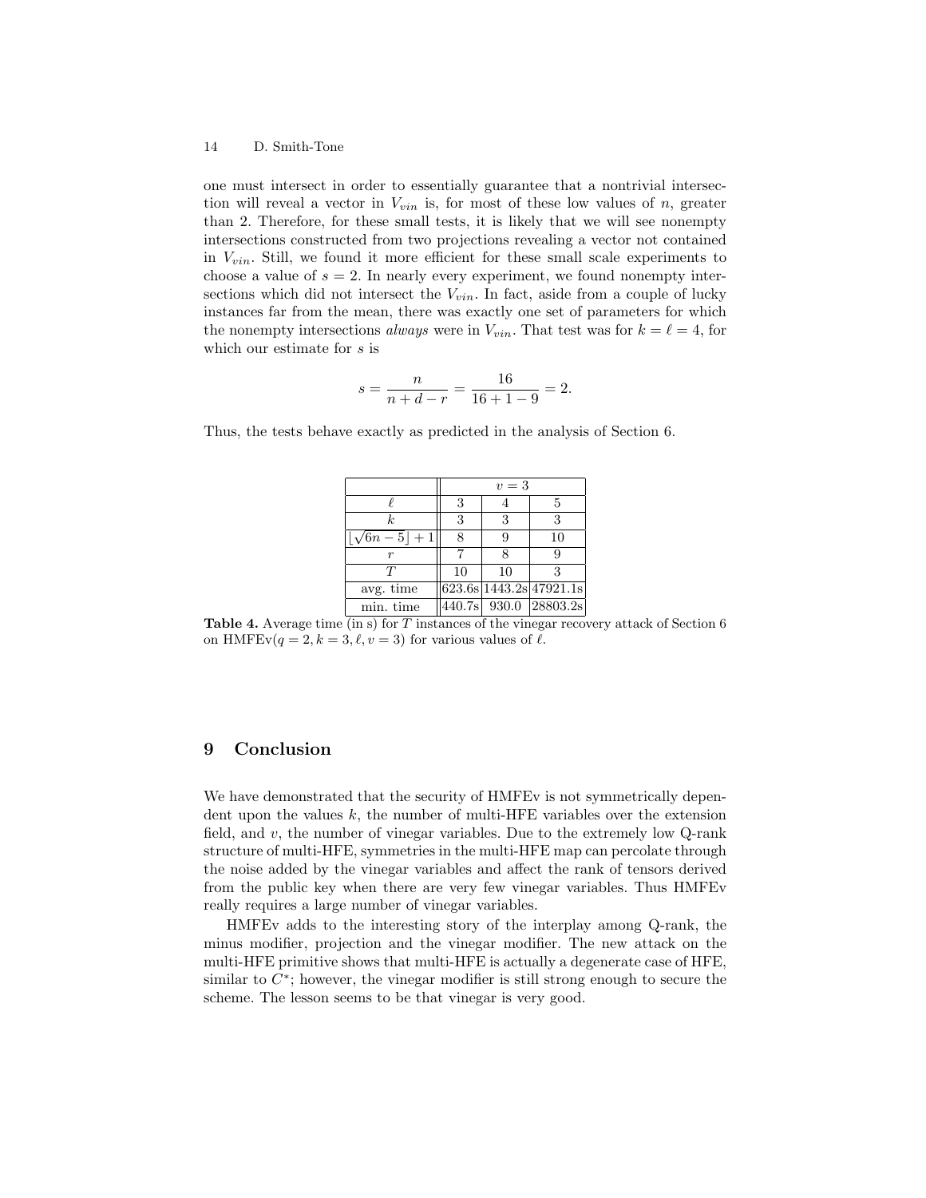one must intersect in order to essentially guarantee that a nontrivial intersection will reveal a vector in $V_{vin}$ is, for most of these low values of $n$, greater than 2. Therefore, for these small tests, it is likely that we will see nonempty intersections constructed from two projections revealing a vector not contained in $V_{vin}$. Still, we found it more efficient for these small scale experiments to choose a value of $s = 2$. In nearly every experiment, we found nonempty intersections which did not intersect the $V_{vin}$. In fact, aside from a couple of lucky instances far from the mean, there was exactly one set of parameters for which the nonempty intersections *always* were in $V_{vin}$. That test was for $k = \ell = 4$, for which our estimate for $s$ is

$$s = \frac{n}{n + d - r} = \frac{16}{16 + 1 - 9} = 2.$$

Thus, the tests behave exactly as predicted in the analysis of Section 6.

| | $v = 3$ | | |
|---|---|---|---|
| $\ell$ | 3 | 4 | 5 |
| $k$ | 3 | 3 | 3 |
| $\lfloor\sqrt{6n-5}\rfloor + 1$ | 8 | 9 | 10 |
| $r$ | 7 | 8 | 9 |
| $T$ | 10 | 10 | 3 |
| avg. time | 623.6s | 1443.2s | 47921.1s |
| min. time | 440.7s | 930.0 | 28803.2s |

**Table 4.** Average time (in s) for $T$ instances of the vinegar recovery attack of Section 6 on HMFEv$(q = 2, k = 3, \ell, v = 3)$ for various values of $\ell$.

## 9 Conclusion

We have demonstrated that the security of HMFEv is not symmetrically dependent upon the values $k$, the number of multi-HFE variables over the extension field, and $v$, the number of vinegar variables. Due to the extremely low Q-rank structure of multi-HFE, symmetries in the multi-HFE map can percolate through the noise added by the vinegar variables and affect the rank of tensors derived from the public key when there are very few vinegar variables. Thus HMFEv really requires a large number of vinegar variables.

HMFEv adds to the interesting story of the interplay among Q-rank, the minus modifier, projection and the vinegar modifier. The new attack on the multi-HFE primitive shows that multi-HFE is actually a degenerate case of HFE, similar to $C^*$; however, the vinegar modifier is still strong enough to secure the scheme. The lesson seems to be that vinegar is very good.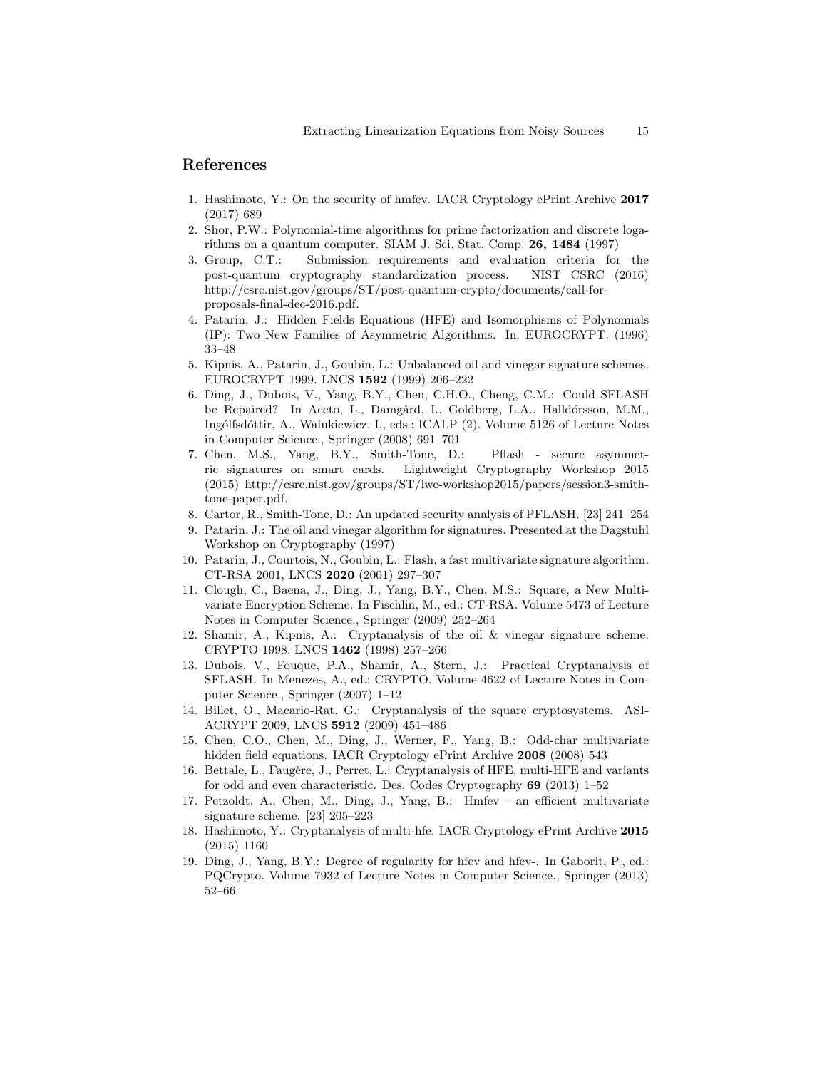## References

1. Hashimoto, Y.: On the security of hmfev. IACR Cryptology ePrint Archive **2017** (2017) 689
2. Shor, P.W.: Polynomial-time algorithms for prime factorization and discrete logarithms on a quantum computer. SIAM J. Sci. Stat. Comp. **26, 1484** (1997)
3. Group, C.T.: Submission requirements and evaluation criteria for the post-quantum cryptography standardization process. NIST CSRC (2016) http://csrc.nist.gov/groups/ST/post-quantum-crypto/documents/call-for-proposals-final-dec-2016.pdf.
4. Patarin, J.: Hidden Fields Equations (HFE) and Isomorphisms of Polynomials (IP): Two New Families of Asymmetric Algorithms. In: EUROCRYPT. (1996) 33–48
5. Kipnis, A., Patarin, J., Goubin, L.: Unbalanced oil and vinegar signature schemes. EUROCRYPT 1999. LNCS **1592** (1999) 206–222
6. Ding, J., Dubois, V., Yang, B.Y., Chen, C.H.O., Cheng, C.M.: Could SFLASH be Repaired? In Aceto, L., Damgård, I., Goldberg, L.A., Halldórsson, M.M., Ingólfsdóttir, A., Walukiewicz, I., eds.: ICALP (2). Volume 5126 of Lecture Notes in Computer Science., Springer (2008) 691–701
7. Chen, M.S., Yang, B.Y., Smith-Tone, D.: Pflash - secure asymmetric signatures on smart cards. Lightweight Cryptography Workshop 2015 (2015) http://csrc.nist.gov/groups/ST/lwc-workshop2015/papers/session3-smith-tone-paper.pdf.
8. Cartor, R., Smith-Tone, D.: An updated security analysis of PFLASH. [23] 241–254
9. Patarin, J.: The oil and vinegar algorithm for signatures. Presented at the Dagstuhl Workshop on Cryptography (1997)
10. Patarin, J., Courtois, N., Goubin, L.: Flash, a fast multivariate signature algorithm. CT-RSA 2001, LNCS **2020** (2001) 297–307
11. Clough, C., Baena, J., Ding, J., Yang, B.Y., Chen, M.S.: Square, a New Multivariate Encryption Scheme. In Fischlin, M., ed.: CT-RSA. Volume 5473 of Lecture Notes in Computer Science., Springer (2009) 252–264
12. Shamir, A., Kipnis, A.: Cryptanalysis of the oil & vinegar signature scheme. CRYPTO 1998. LNCS **1462** (1998) 257–266
13. Dubois, V., Fouque, P.A., Shamir, A., Stern, J.: Practical Cryptanalysis of SFLASH. In Menezes, A., ed.: CRYPTO. Volume 4622 of Lecture Notes in Computer Science., Springer (2007) 1–12
14. Billet, O., Macario-Rat, G.: Cryptanalysis of the square cryptosystems. ASIACRYPT 2009, LNCS **5912** (2009) 451–486
15. Chen, C.O., Chen, M., Ding, J., Werner, F., Yang, B.: Odd-char multivariate hidden field equations. IACR Cryptology ePrint Archive **2008** (2008) 543
16. Bettale, L., Faugère, J., Perret, L.: Cryptanalysis of HFE, multi-HFE and variants for odd and even characteristic. Des. Codes Cryptography **69** (2013) 1–52
17. Petzoldt, A., Chen, M., Ding, J., Yang, B.: Hmfev - an efficient multivariate signature scheme. [23] 205–223
18. Hashimoto, Y.: Cryptanalysis of multi-hfe. IACR Cryptology ePrint Archive **2015** (2015) 1160
19. Ding, J., Yang, B.Y.: Degree of regularity for hfev and hfev-. In Gaborit, P., ed.: PQCrypto. Volume 7932 of Lecture Notes in Computer Science., Springer (2013) 52–66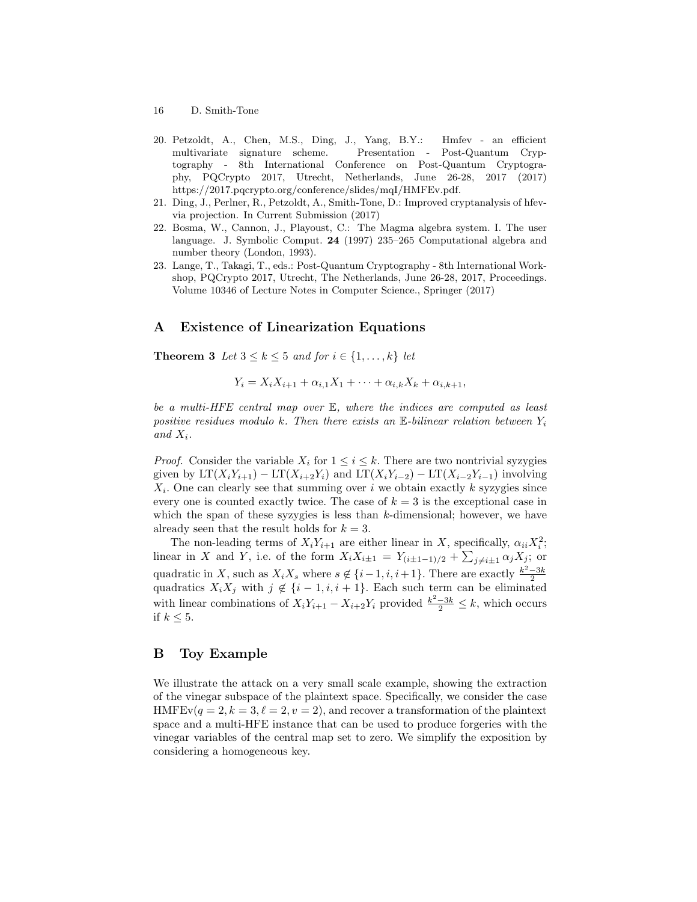20. Petzoldt, A., Chen, M.S., Ding, J., Yang, B.Y.: Hmfev - an efficient multivariate signature scheme. Presentation - Post-Quantum Cryptography - 8th International Conference on Post-Quantum Cryptography, PQCrypto 2017, Utrecht, Netherlands, June 26-28, 2017 (2017) https://2017.pqcrypto.org/conference/slides/mqI/HMFEv.pdf.
21. Ding, J., Perlner, R., Petzoldt, A., Smith-Tone, D.: Improved cryptanalysis of hfev-via projection. In Current Submission (2017)
22. Bosma, W., Cannon, J., Playoust, C.: The Magma algebra system. I. The user language. J. Symbolic Comput. **24** (1997) 235–265 Computational algebra and number theory (London, 1993).
23. Lange, T., Takagi, T., eds.: Post-Quantum Cryptography - 8th International Workshop, PQCrypto 2017, Utrecht, The Netherlands, June 26-28, 2017, Proceedings. Volume 10346 of Lecture Notes in Computer Science., Springer (2017)

## A Existence of Linearization Equations

**Theorem 3** *Let $3 \le k \le 5$ and for $i \in \{1, \dots, k\}$ let*

$$Y_i = X_i X_{i+1} + \alpha_{i,1} X_1 + \cdots + \alpha_{i,k} X_k + \alpha_{i,k+1},$$

*be a multi-HFE central map over $\mathbb{E}$, where the indices are computed as least positive residues modulo $k$. Then there exists an $\mathbb{E}$-bilinear relation between $Y_i$ and $X_i$.*

*Proof.* Consider the variable $X_i$ for $1 \le i \le k$. There are two nontrivial syzygies given by $\mathrm{LT}(X_i Y_{i+1}) - \mathrm{LT}(X_{i+2} Y_i)$ and $\mathrm{LT}(X_i Y_{i-2}) - \mathrm{LT}(X_{i-2} Y_{i-1})$ involving $X_i$. One can clearly see that summing over $i$ we obtain exactly $k$ syzygies since every one is counted exactly twice. The case of $k = 3$ is the exceptional case in which the span of these syzygies is less than $k$-dimensional; however, we have already seen that the result holds for $k = 3$.

The non-leading terms of $X_i Y_{i+1}$ are either linear in $X$, specifically, $\alpha_{ii} X_i^2$; linear in $X$ and $Y$, i.e. of the form $X_i X_{i\pm 1} = Y_{(i \pm 1 - 1)/2} + \sum_{j \ne i \pm 1} \alpha_j X_j$; or quadratic in $X$, such as $X_i X_s$ where $s \notin \{i-1, i, i+1\}$. There are exactly $\frac{k^2-3k}{2}$ quadratics $X_i X_j$ with $j \notin \{i-1, i, i+1\}$. Each such term can be eliminated with linear combinations of $X_i Y_{i+1} - X_{i+2} Y_i$ provided $\frac{k^2-3k}{2} \le k$, which occurs if $k \le 5$.

## B Toy Example

We illustrate the attack on a very small scale example, showing the extraction of the vinegar subspace of the plaintext space. Specifically, we consider the case HMFEv$(q = 2, k = 3, \ell = 2, v = 2)$, and recover a transformation of the plaintext space and a multi-HFE instance that can be used to produce forgeries with the vinegar variables of the central map set to zero. We simplify the exposition by considering a homogeneous key.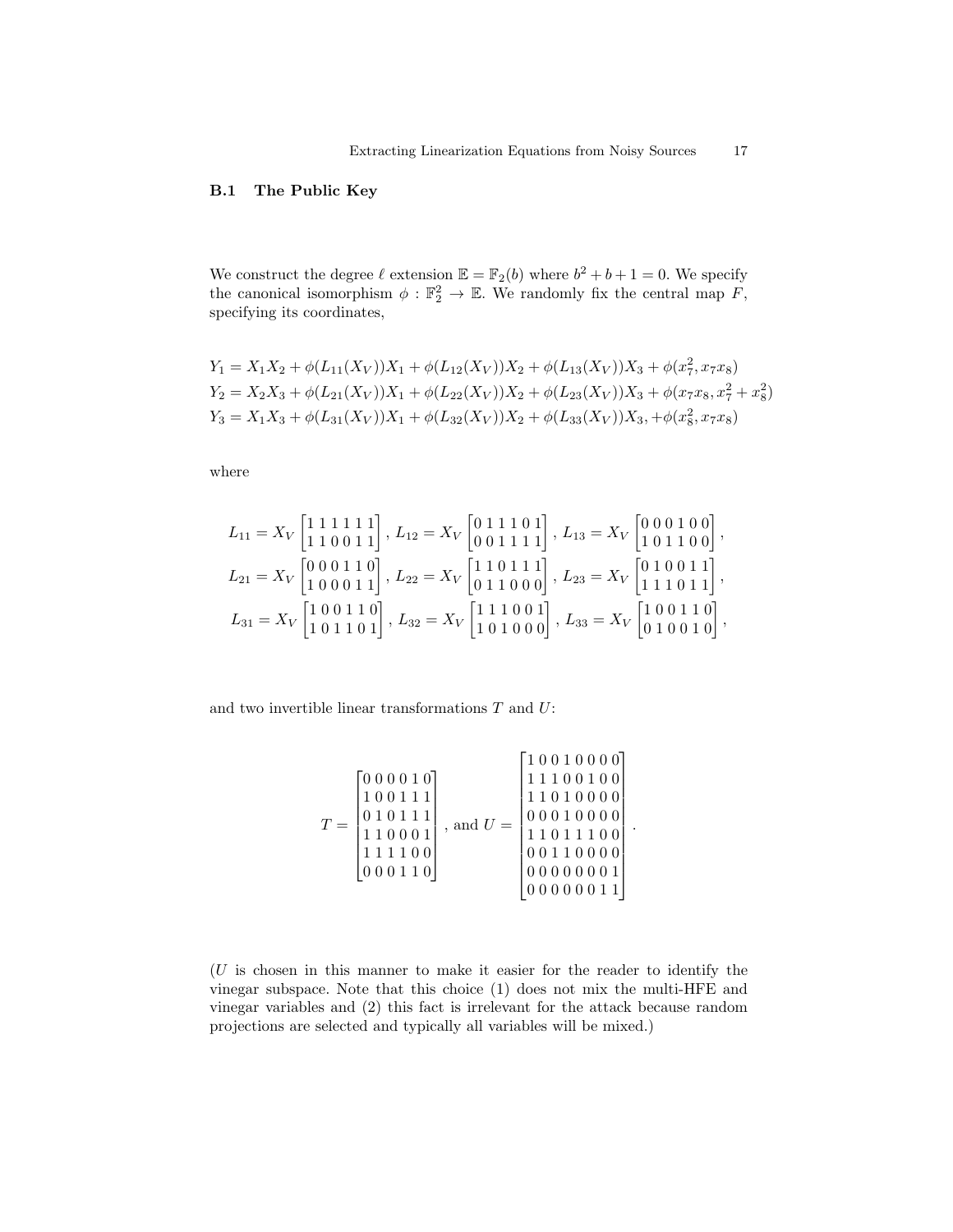### B.1 The Public Key

We construct the degree $\ell$ extension $\mathbb{E} = \mathbb{F}_2(b)$ where $b^2 + b + 1 = 0$. We specify the canonical isomorphism $\phi : \mathbb{F}_2^2 \to \mathbb{E}$. We randomly fix the central map $F$, specifying its coordinates,

$$
\begin{aligned}
Y_1 &= X_1X_2 + \phi(L_{11}(X_V))X_1 + \phi(L_{12}(X_V))X_2 + \phi(L_{13}(X_V))X_3 + \phi(x_7^2, x_7x_8) \\
Y_2 &= X_2X_3 + \phi(L_{21}(X_V))X_1 + \phi(L_{22}(X_V))X_2 + \phi(L_{23}(X_V))X_3 + \phi(x_7x_8, x_7^2 + x_8^2) \\
Y_3 &= X_1X_3 + \phi(L_{31}(X_V))X_1 + \phi(L_{32}(X_V))X_2 + \phi(L_{33}(X_V))X_3, +\phi(x_8^2, x_7x_8)
\end{aligned}
$$

where

$$
L_{11} = X_V \begin{bmatrix} 1\,1\,1\,1\,1\,1 \\ 1\,1\,0\,0\,1\,1 \end{bmatrix},\ L_{12} = X_V \begin{bmatrix} 0\,1\,1\,1\,0\,1 \\ 0\,0\,1\,1\,1\,1 \end{bmatrix},\ L_{13} = X_V \begin{bmatrix} 0\,0\,0\,1\,0\,0 \\ 1\,0\,1\,1\,0\,0 \end{bmatrix},
$$

$$
L_{21} = X_V \begin{bmatrix} 0\,0\,0\,1\,1\,0 \\ 1\,0\,0\,0\,1\,1 \end{bmatrix},\ L_{22} = X_V \begin{bmatrix} 1\,1\,0\,1\,1\,1 \\ 0\,1\,1\,0\,0\,0 \end{bmatrix},\ L_{23} = X_V \begin{bmatrix} 0\,1\,0\,0\,1\,1 \\ 1\,1\,1\,0\,1\,1 \end{bmatrix},
$$

$$
L_{31} = X_V \begin{bmatrix} 1\,0\,0\,1\,1\,0 \\ 1\,0\,1\,1\,0\,1 \end{bmatrix},\ L_{32} = X_V \begin{bmatrix} 1\,1\,1\,0\,0\,1 \\ 1\,0\,1\,0\,0\,0 \end{bmatrix},\ L_{33} = X_V \begin{bmatrix} 1\,0\,0\,1\,1\,0 \\ 0\,1\,0\,0\,1\,0 \end{bmatrix},
$$

and two invertible linear transformations $T$ and $U$:

$$
T = \begin{bmatrix} 0\,0\,0\,0\,1\,0 \\ 1\,0\,0\,1\,1\,1 \\ 0\,1\,0\,1\,1\,1 \\ 1\,1\,0\,0\,0\,1 \\ 1\,1\,1\,1\,0\,0 \\ 0\,0\,0\,1\,1\,0 \end{bmatrix},\ \text{and}\ U = \begin{bmatrix} 1\,0\,0\,1\,0\,0\,0\,0 \\ 1\,1\,1\,0\,0\,1\,0\,0 \\ 1\,1\,0\,1\,0\,0\,0\,0 \\ 0\,0\,0\,1\,0\,0\,0\,0 \\ 1\,1\,0\,1\,1\,1\,0\,0 \\ 0\,0\,1\,1\,0\,0\,0\,0 \\ 0\,0\,0\,0\,0\,0\,0\,1 \\ 0\,0\,0\,0\,0\,0\,1\,1 \end{bmatrix}.
$$

($U$ is chosen in this manner to make it easier for the reader to identify the vinegar subspace. Note that this choice (1) does not mix the multi-HFE and vinegar variables and (2) this fact is irrelevant for the attack because random projections are selected and typically all variables will be mixed.)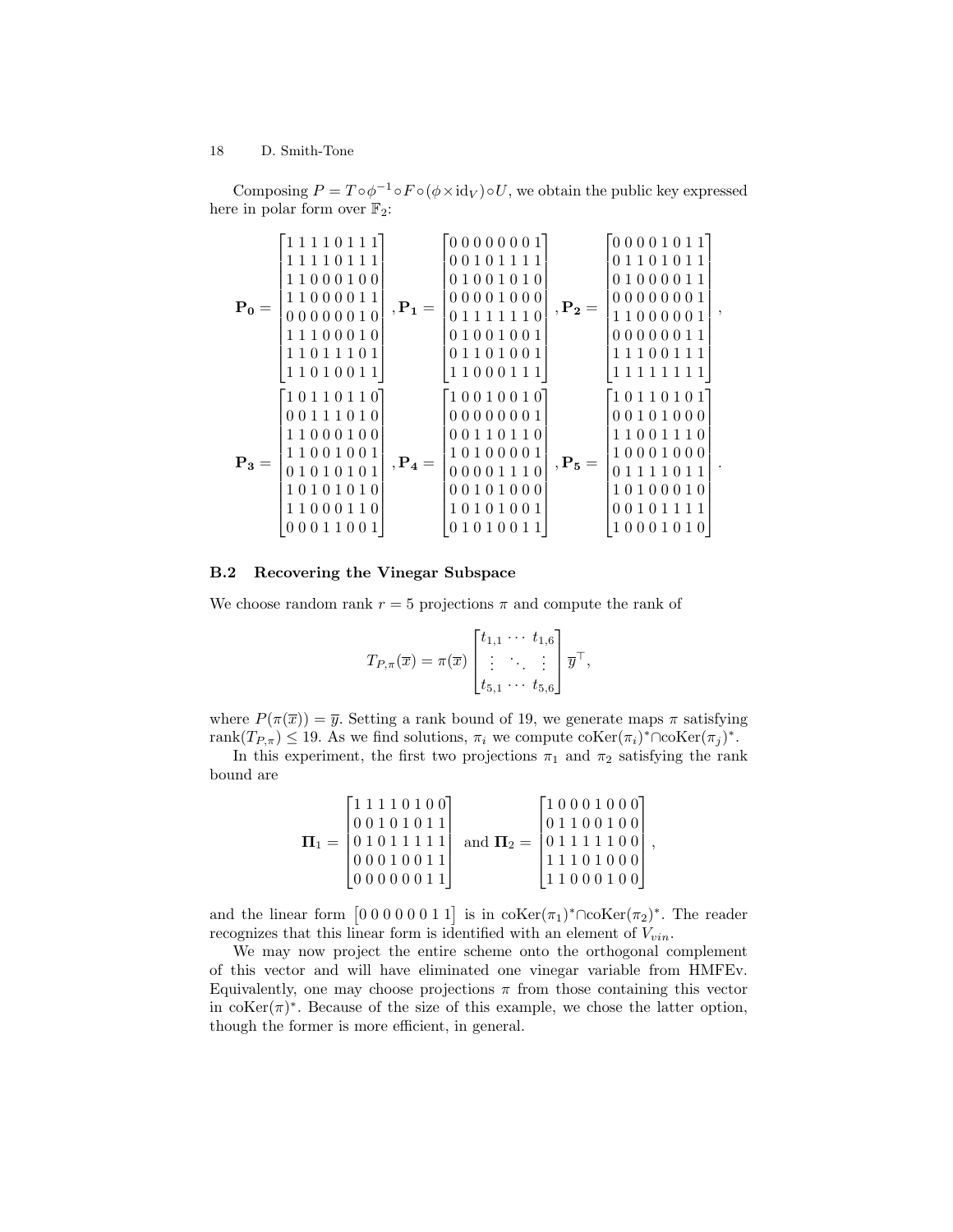Composing $P = T \circ \phi^{-1} \circ F \circ (\phi \times \text{id}_V) \circ U$, we obtain the public key expressed here in polar form over $\mathbb{F}_2$:

$$\mathbf{P_0} = \begin{bmatrix} 1\,1\,1\,1\,0\,1\,1\,1 \\ 1\,1\,1\,1\,0\,1\,1\,1 \\ 1\,1\,0\,0\,0\,1\,0\,0 \\ 1\,1\,0\,0\,0\,0\,1\,1 \\ 0\,0\,0\,0\,0\,0\,1\,0 \\ 1\,1\,1\,0\,0\,0\,1\,0 \\ 1\,1\,0\,1\,1\,1\,0\,1 \\ 1\,1\,0\,1\,0\,0\,1\,1 \end{bmatrix}, \mathbf{P_1} = \begin{bmatrix} 0\,0\,0\,0\,0\,0\,0\,1 \\ 0\,0\,1\,0\,1\,1\,1\,1 \\ 0\,1\,0\,0\,1\,0\,1\,0 \\ 0\,0\,0\,0\,1\,0\,0\,0 \\ 0\,1\,1\,1\,1\,1\,1\,0 \\ 0\,1\,0\,0\,1\,0\,0\,1 \\ 0\,1\,1\,0\,1\,0\,0\,1 \\ 1\,1\,0\,0\,0\,1\,1\,1 \end{bmatrix}, \mathbf{P_2} = \begin{bmatrix} 0\,0\,0\,0\,1\,0\,1\,1 \\ 0\,1\,1\,0\,1\,0\,1\,1 \\ 0\,1\,0\,0\,0\,0\,1\,1 \\ 0\,0\,0\,0\,0\,0\,0\,1 \\ 1\,1\,0\,0\,0\,0\,0\,1 \\ 0\,0\,0\,0\,0\,0\,1\,1 \\ 1\,1\,1\,0\,0\,1\,1\,1 \\ 1\,1\,1\,1\,1\,1\,1\,1 \end{bmatrix},$$

$$\mathbf{P_3} = \begin{bmatrix} 1\,0\,1\,1\,0\,1\,1\,0 \\ 0\,0\,1\,1\,1\,0\,1\,0 \\ 1\,1\,0\,0\,0\,1\,0\,0 \\ 1\,1\,0\,0\,1\,0\,0\,1 \\ 0\,1\,0\,1\,0\,1\,0\,1 \\ 1\,0\,1\,0\,1\,0\,1\,0 \\ 1\,1\,0\,0\,0\,1\,1\,0 \\ 0\,0\,0\,1\,1\,0\,0\,1 \end{bmatrix}, \mathbf{P_4} = \begin{bmatrix} 1\,0\,0\,1\,0\,0\,1\,0 \\ 0\,0\,0\,0\,0\,0\,0\,1 \\ 0\,0\,1\,1\,0\,1\,1\,0 \\ 1\,0\,1\,0\,0\,0\,0\,1 \\ 0\,0\,0\,0\,1\,1\,1\,0 \\ 0\,0\,1\,0\,1\,0\,0\,0 \\ 1\,0\,1\,0\,1\,0\,0\,1 \\ 0\,1\,0\,1\,0\,0\,1\,1 \end{bmatrix}, \mathbf{P_5} = \begin{bmatrix} 1\,0\,1\,1\,0\,1\,0\,1 \\ 0\,0\,1\,0\,1\,0\,0\,0 \\ 1\,1\,0\,0\,1\,1\,1\,0 \\ 1\,0\,0\,0\,1\,0\,0\,0 \\ 0\,1\,1\,1\,1\,0\,1\,1 \\ 1\,0\,1\,0\,0\,0\,1\,0 \\ 0\,0\,1\,0\,1\,1\,1\,1 \\ 1\,0\,0\,0\,1\,0\,1\,0 \end{bmatrix}.$$

### B.2 Recovering the Vinegar Subspace

We choose random rank $r = 5$ projections $\pi$ and compute the rank of

$$T_{P,\pi}(\overline{x}) = \pi(\overline{x}) \begin{bmatrix} t_{1,1} & \cdots & t_{1,6} \\ \vdots & \ddots & \vdots \\ t_{5,1} & \cdots & t_{5,6} \end{bmatrix} \overline{y}^\top,$$

where $P(\pi(\overline{x})) = \overline{y}$. Setting a rank bound of 19, we generate maps $\pi$ satisfying $\text{rank}(T_{P,\pi}) \leq 19$. As we find solutions, $\pi_i$ we compute $\text{coKer}(\pi_i)^* \cap \text{coKer}(\pi_j)^*$.

In this experiment, the first two projections $\pi_1$ and $\pi_2$ satisfying the rank bound are

$$\mathbf{\Pi}_1 = \begin{bmatrix} 1\,1\,1\,1\,0\,1\,0\,0 \\ 0\,0\,1\,0\,1\,0\,1\,1 \\ 0\,1\,0\,1\,1\,1\,1\,1 \\ 0\,0\,0\,1\,0\,0\,1\,1 \\ 0\,0\,0\,0\,0\,0\,1\,1 \end{bmatrix} \text{ and } \mathbf{\Pi}_2 = \begin{bmatrix} 1\,0\,0\,0\,1\,0\,0\,0 \\ 0\,1\,1\,0\,0\,1\,0\,0 \\ 0\,1\,1\,1\,1\,1\,0\,0 \\ 1\,1\,1\,0\,1\,0\,0\,0 \\ 1\,1\,0\,0\,0\,1\,0\,0 \end{bmatrix},$$

and the linear form $\begin{bmatrix} 0\,0\,0\,0\,0\,0\,1\,1 \end{bmatrix}$ is in $\text{coKer}(\pi_1)^* \cap \text{coKer}(\pi_2)^*$. The reader recognizes that this linear form is identified with an element of $V_{vin}$.

We may now project the entire scheme onto the orthogonal complement of this vector and will have eliminated one vinegar variable from HMFEv. Equivalently, one may choose projections $\pi$ from those containing this vector in $\text{coKer}(\pi)^*$. Because of the size of this example, we chose the latter option, though the former is more efficient, in general.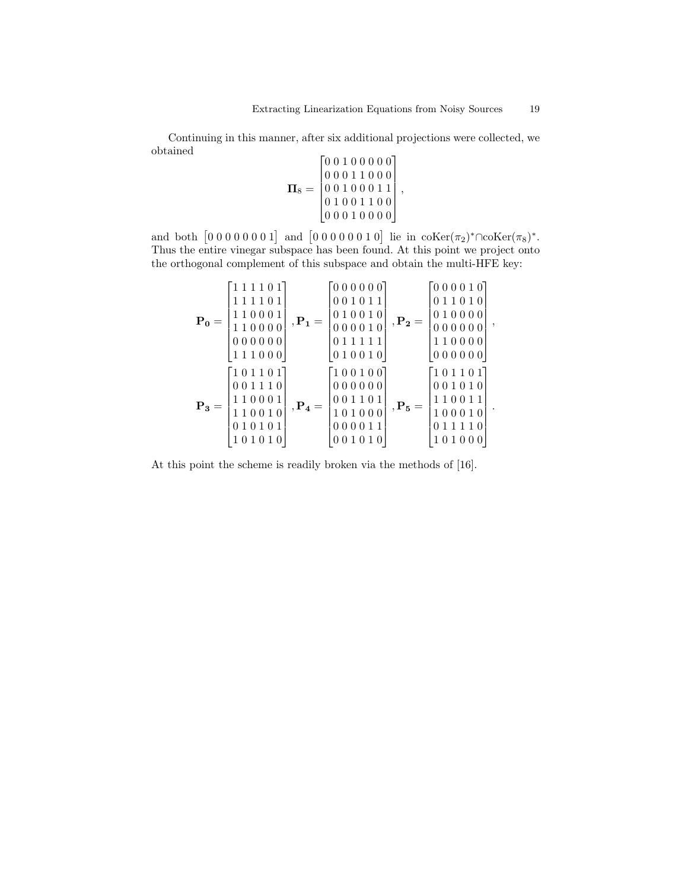Continuing in this manner, after six additional projections were collected, we obtained

$$\mathbf{\Pi}_8 = \begin{bmatrix} 0 & 0 & 1 & 0 & 0 & 0 & 0 & 0 \\ 0 & 0 & 0 & 1 & 1 & 0 & 0 & 0 \\ 0 & 0 & 1 & 0 & 0 & 0 & 1 & 1 \\ 0 & 1 & 0 & 0 & 1 & 1 & 0 & 0 \\ 0 & 0 & 0 & 1 & 0 & 0 & 0 & 0 \end{bmatrix},$$

and both $\begin{bmatrix} 0 & 0 & 0 & 0 & 0 & 0 & 0 & 1 \end{bmatrix}$ and $\begin{bmatrix} 0 & 0 & 0 & 0 & 0 & 0 & 1 & 0 \end{bmatrix}$ lie in $\text{coKer}(\pi_2)^* \cap \text{coKer}(\pi_8)^*$. Thus the entire vinegar subspace has been found. At this point we project onto the orthogonal complement of this subspace and obtain the multi-HFE key:

$$\mathbf{P_0} = \begin{bmatrix} 1 & 1 & 1 & 1 & 0 & 1 \\ 1 & 1 & 1 & 1 & 0 & 1 \\ 1 & 1 & 0 & 0 & 0 & 1 \\ 1 & 1 & 0 & 0 & 0 & 0 \\ 0 & 0 & 0 & 0 & 0 & 0 \\ 1 & 1 & 1 & 0 & 0 & 0 \end{bmatrix}, \mathbf{P_1} = \begin{bmatrix} 0 & 0 & 0 & 0 & 0 & 0 \\ 0 & 0 & 1 & 0 & 1 & 1 \\ 0 & 1 & 0 & 0 & 1 & 0 \\ 0 & 0 & 0 & 0 & 1 & 0 \\ 0 & 1 & 1 & 1 & 1 & 1 \\ 0 & 1 & 0 & 0 & 1 & 0 \end{bmatrix}, \mathbf{P_2} = \begin{bmatrix} 0 & 0 & 0 & 0 & 1 & 0 \\ 0 & 1 & 1 & 0 & 1 & 0 \\ 0 & 1 & 0 & 0 & 0 & 0 \\ 0 & 0 & 0 & 0 & 0 & 0 \\ 1 & 1 & 0 & 0 & 0 & 0 \\ 0 & 0 & 0 & 0 & 0 & 0 \end{bmatrix},$$

$$\mathbf{P_3} = \begin{bmatrix} 1 & 0 & 1 & 1 & 0 & 1 \\ 0 & 0 & 1 & 1 & 1 & 0 \\ 1 & 1 & 0 & 0 & 0 & 1 \\ 1 & 1 & 0 & 0 & 1 & 0 \\ 0 & 1 & 0 & 1 & 0 & 1 \\ 1 & 0 & 1 & 0 & 1 & 0 \end{bmatrix}, \mathbf{P_4} = \begin{bmatrix} 1 & 0 & 0 & 1 & 0 & 0 \\ 0 & 0 & 0 & 0 & 0 & 0 \\ 0 & 0 & 1 & 1 & 0 & 1 \\ 1 & 0 & 1 & 0 & 0 & 0 \\ 0 & 0 & 0 & 0 & 1 & 1 \\ 0 & 0 & 1 & 0 & 1 & 0 \end{bmatrix}, \mathbf{P_5} = \begin{bmatrix} 1 & 0 & 1 & 1 & 0 & 1 \\ 0 & 0 & 1 & 0 & 1 & 0 \\ 1 & 1 & 0 & 0 & 1 & 1 \\ 1 & 0 & 0 & 0 & 1 & 0 \\ 0 & 1 & 1 & 1 & 1 & 0 \\ 1 & 0 & 1 & 0 & 0 & 0 \end{bmatrix}.$$

At this point the scheme is readily broken via the methods of [16].